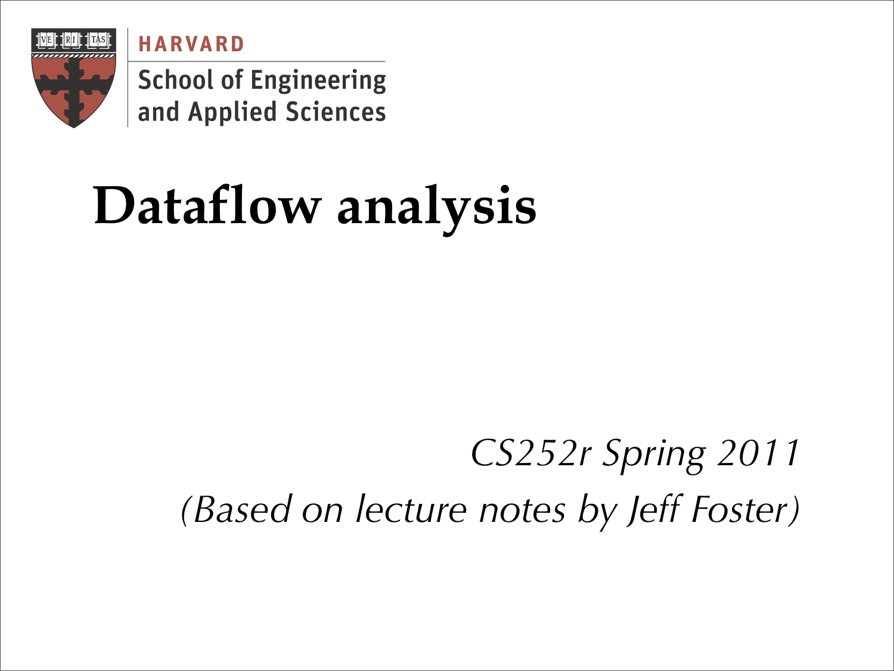HARVARD

School of Engineering and Applied Sciences

# Dataflow analysis

*CS252r Spring 2011*

*(Based on lecture notes by Jeff Foster)*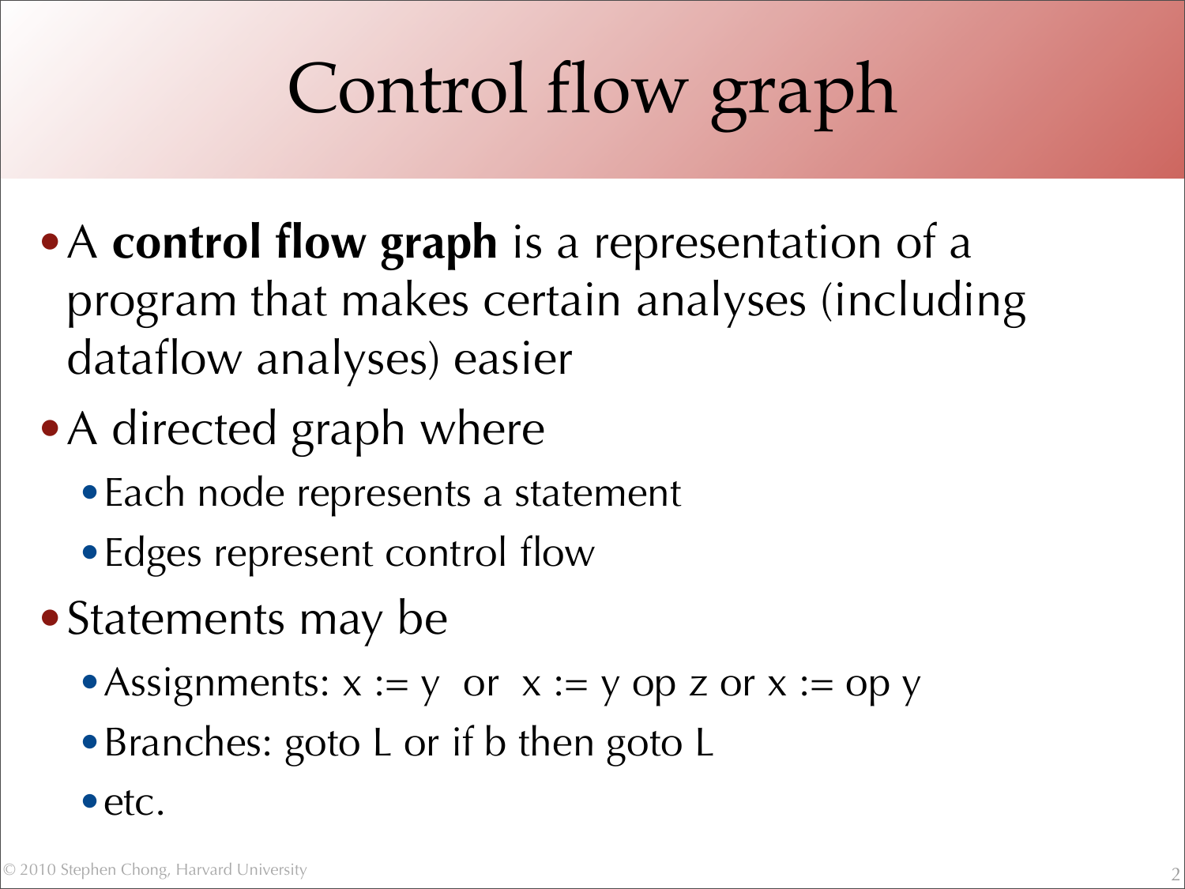# Control flow graph

- A **control flow graph** is a representation of a program that makes certain analyses (including dataflow analyses) easier
- A directed graph where
  - Each node represents a statement
  - Edges represent control flow
- Statements may be
  - Assignments: x := y or x := y op z or x := op y
  - Branches: goto L or if b then goto L
  - etc.

© 2010 Stephen Chong, Harvard University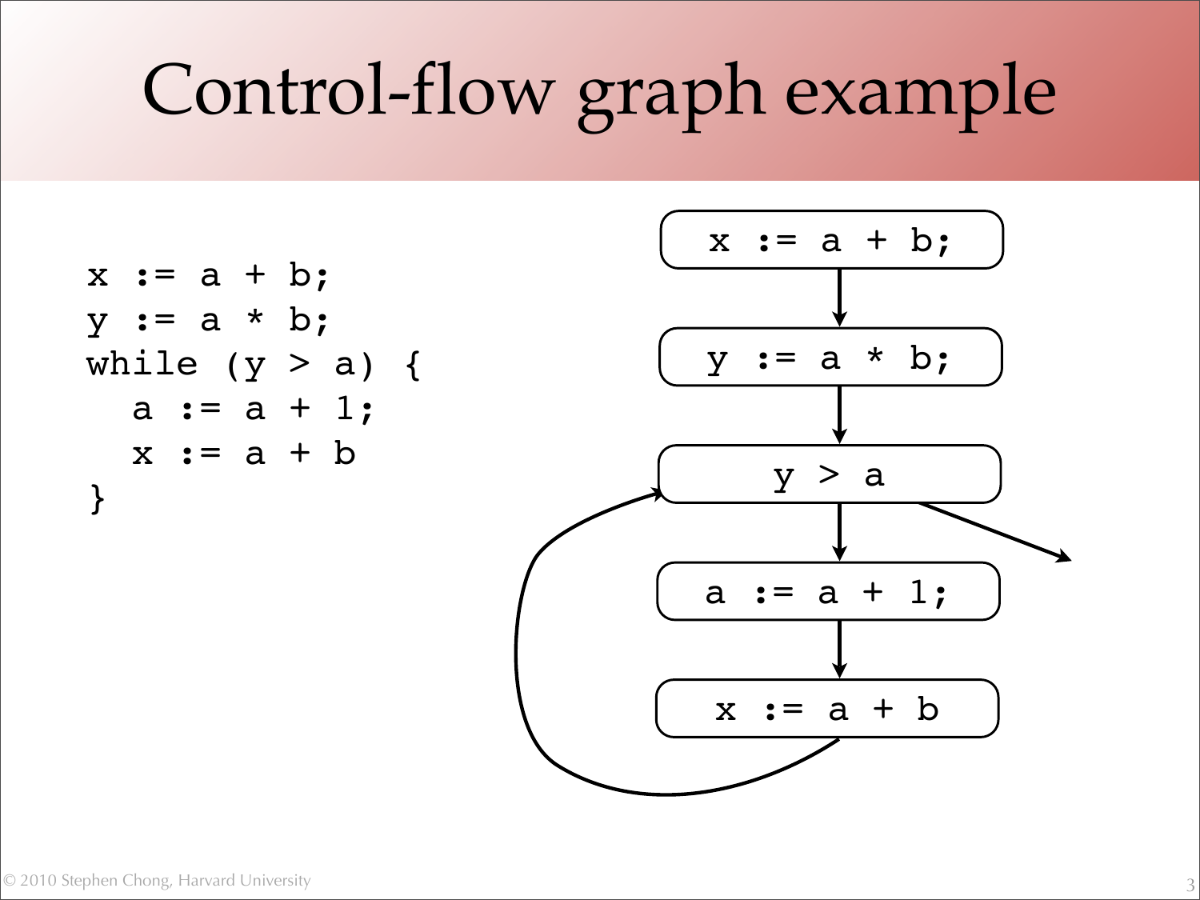# Control-flow graph example

```
x := a + b;
y := a * b;
while (y > a) {
  a := a + 1;
  x := a + b
}
```

```
x := a + b;
y := a * b;
y > a
a := a + 1;
x := a + b
```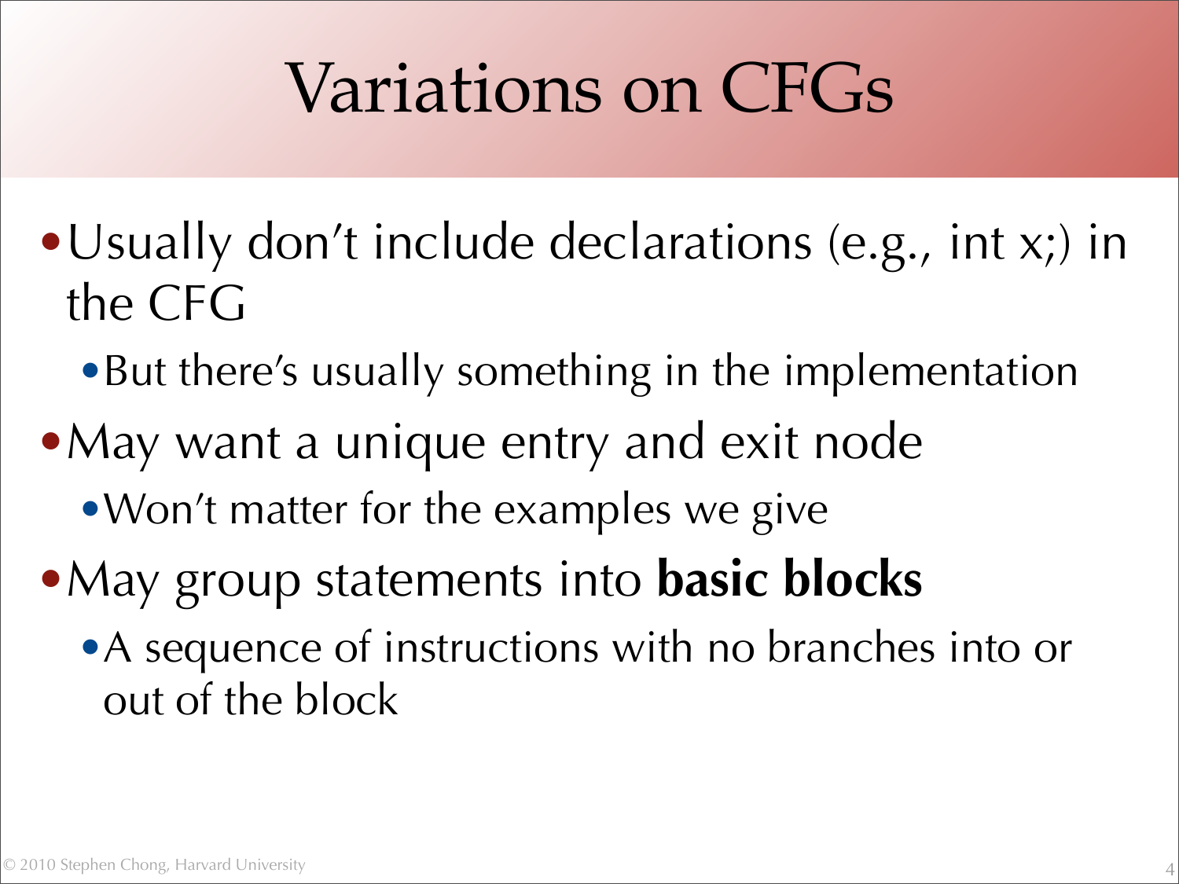# Variations on CFGs

- Usually don't include declarations (e.g., int x;) in the CFG
  - But there's usually something in the implementation
- May want a unique entry and exit node
  - Won't matter for the examples we give
- May group statements into **basic blocks**
  - A sequence of instructions with no branches into or out of the block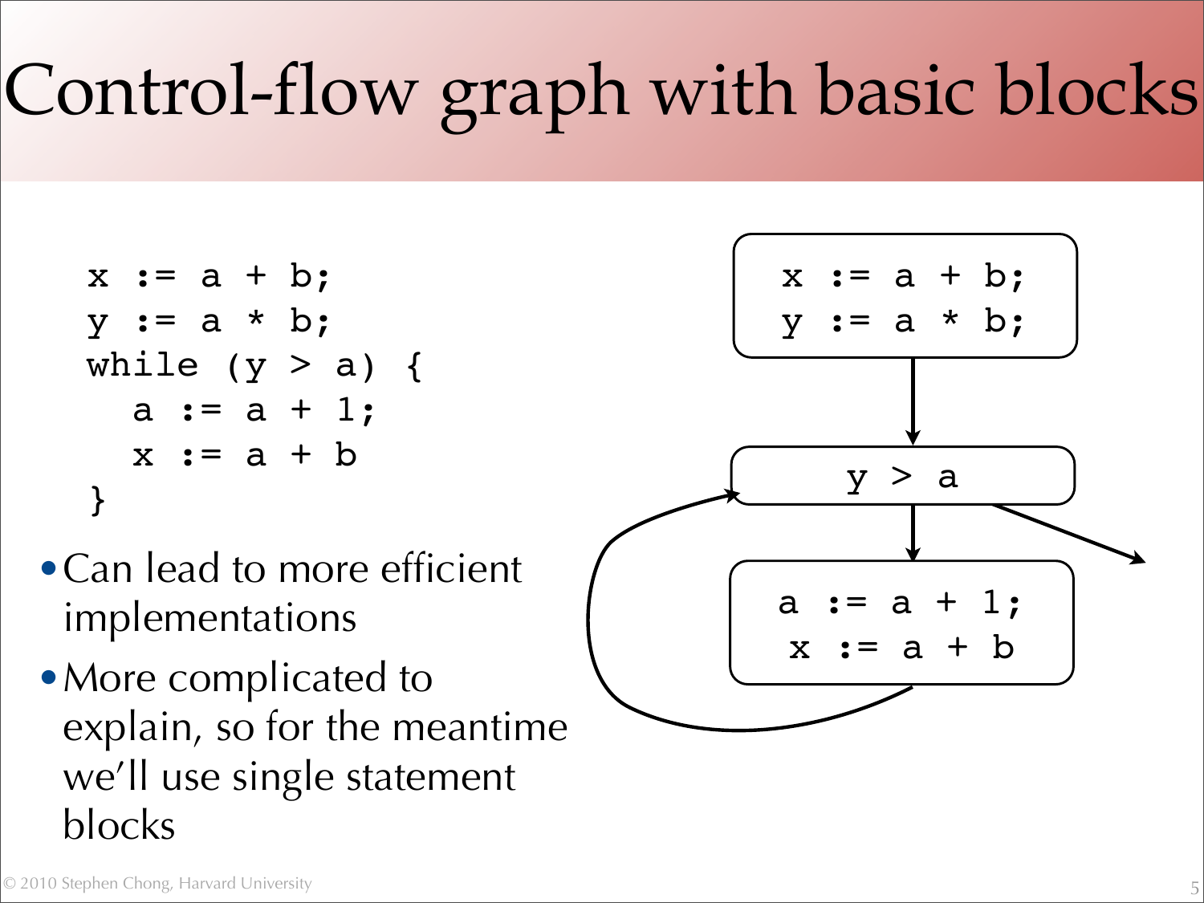# Control-flow graph with basic blocks

```
x := a + b;
y := a * b;
while (y > a) {
  a := a + 1;
  x := a + b
}
```

- Can lead to more efficient implementations
- More complicated to explain, so for the meantime we'll use single statement blocks

```
x := a + b;
y := a * b;
```

```
y > a
```

```
a := a + 1;
x := a + b
```

© 2010 Stephen Chong, Harvard University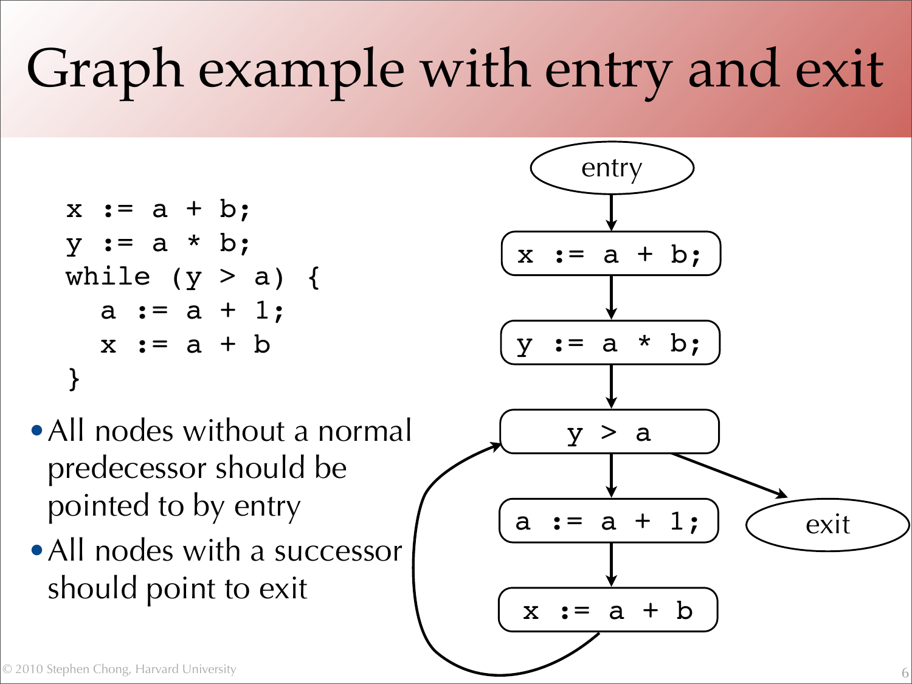# Graph example with entry and exit

```
x := a + b;
y := a * b;
while (y > a) {
  a := a + 1;
  x := a + b
}
```

- All nodes without a normal predecessor should be pointed to by entry
- All nodes with a successor should point to exit

```
entry
  |
  v
x := a + b;
  |
  v
y := a * b;
  |
  v
y > a  <---------------+
  |      \             |
  v       v            |
a := a + 1;   exit     |
  |                    |
  v                    |
x := a + b ------------+
```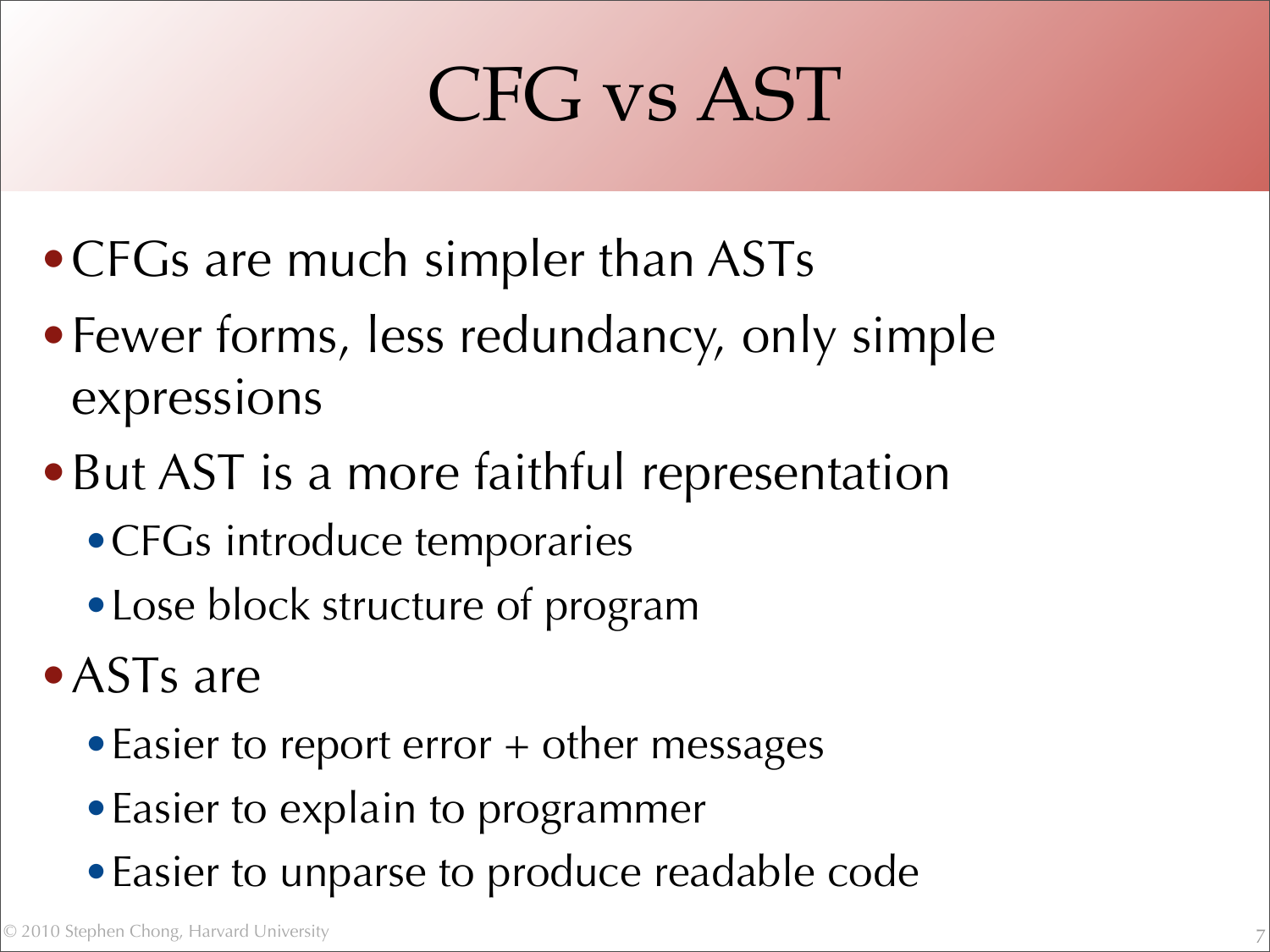# CFG vs AST

- CFGs are much simpler than ASTs
- Fewer forms, less redundancy, only simple expressions
- But AST is a more faithful representation
  - CFGs introduce temporaries
  - Lose block structure of program
- ASTs are
  - Easier to report error + other messages
  - Easier to explain to programmer
  - Easier to unparse to produce readable code

© 2010 Stephen Chong, Harvard University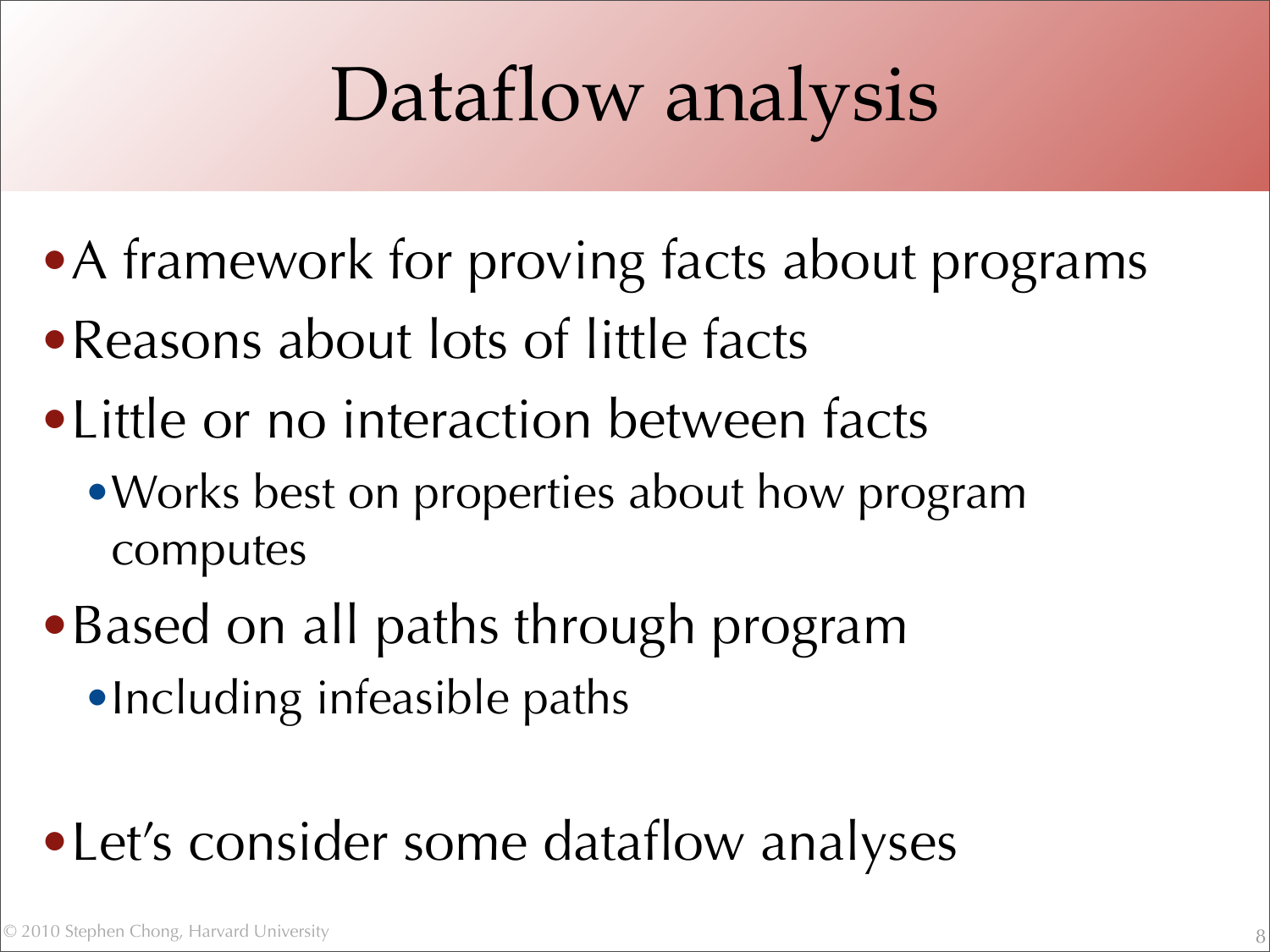# Dataflow analysis

- A framework for proving facts about programs
- Reasons about lots of little facts
- Little or no interaction between facts
  - Works best on properties about how program computes
- Based on all paths through program
  - Including infeasible paths
- Let's consider some dataflow analyses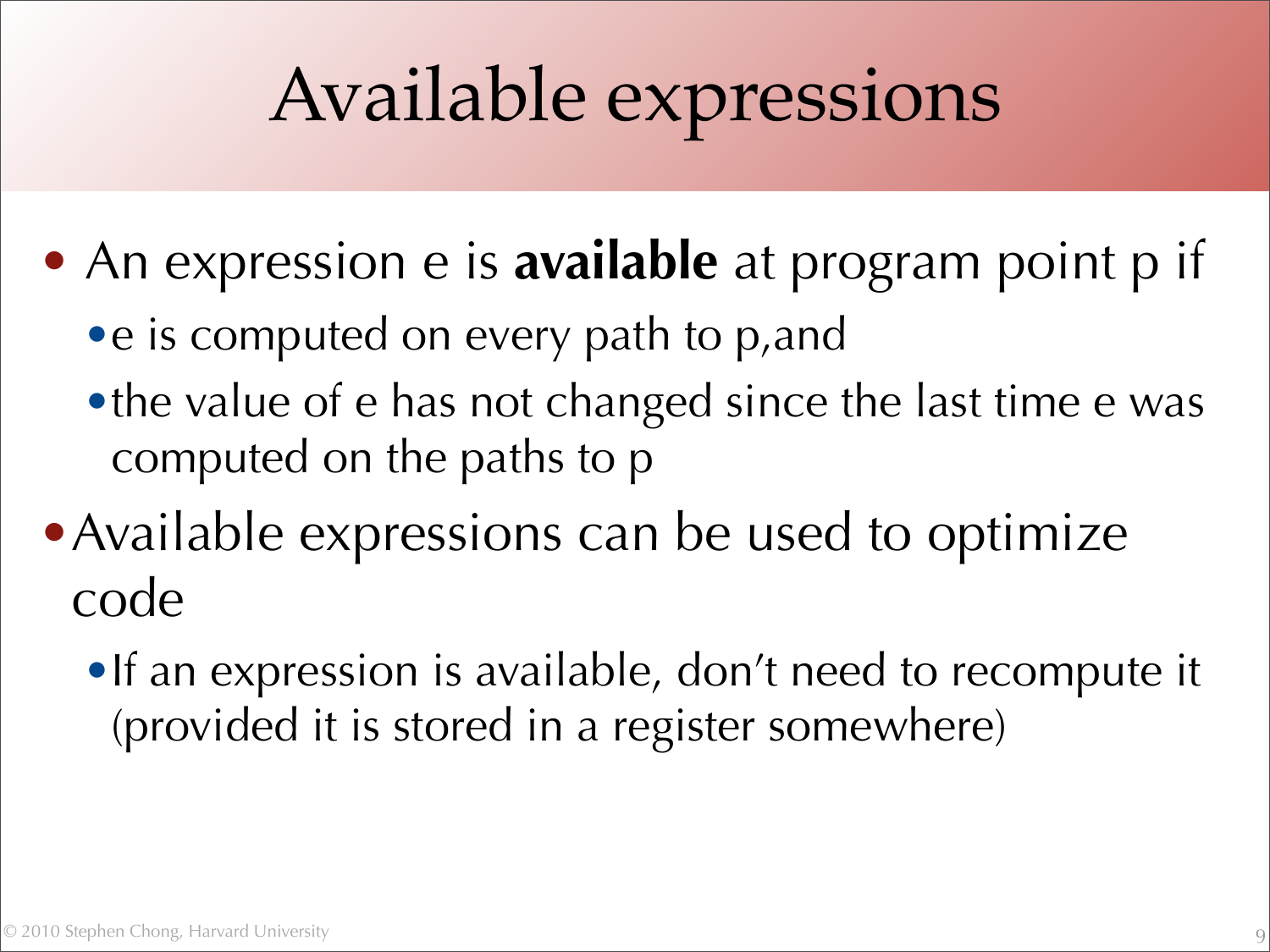# Available expressions

- An expression e is **available** at program point p if
  - e is computed on every path to p,and
  - the value of e has not changed since the last time e was computed on the paths to p
- Available expressions can be used to optimize code
  - If an expression is available, don't need to recompute it (provided it is stored in a register somewhere)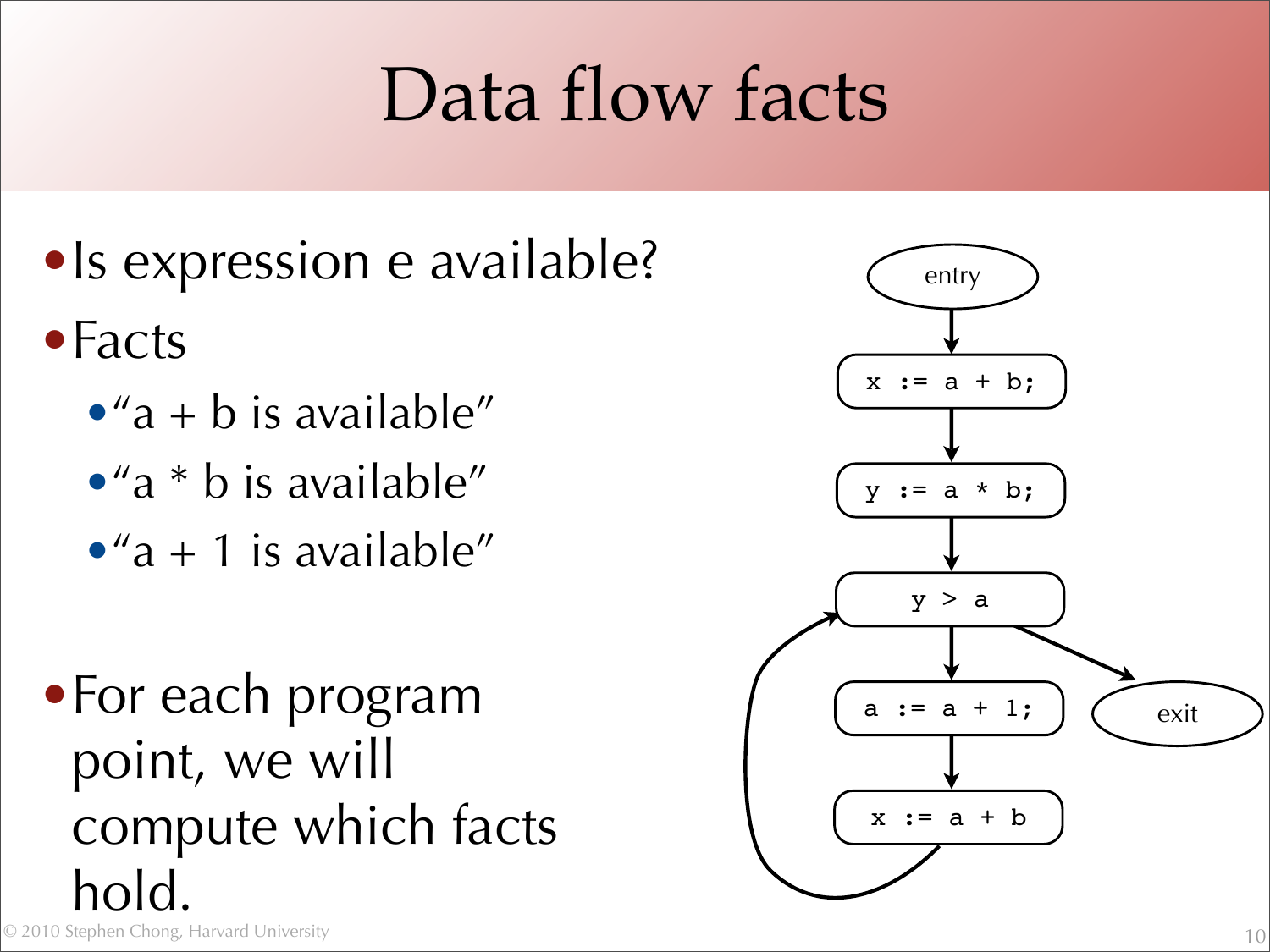# Data flow facts

- Is expression e available?
- Facts
  - "a + b is available"
  - "a * b is available"
  - "a + 1 is available"
- For each program point, we will compute which facts hold.

```
entry
x := a + b;
y := a * b;
y > a
a := a + 1;
x := a + b
exit
```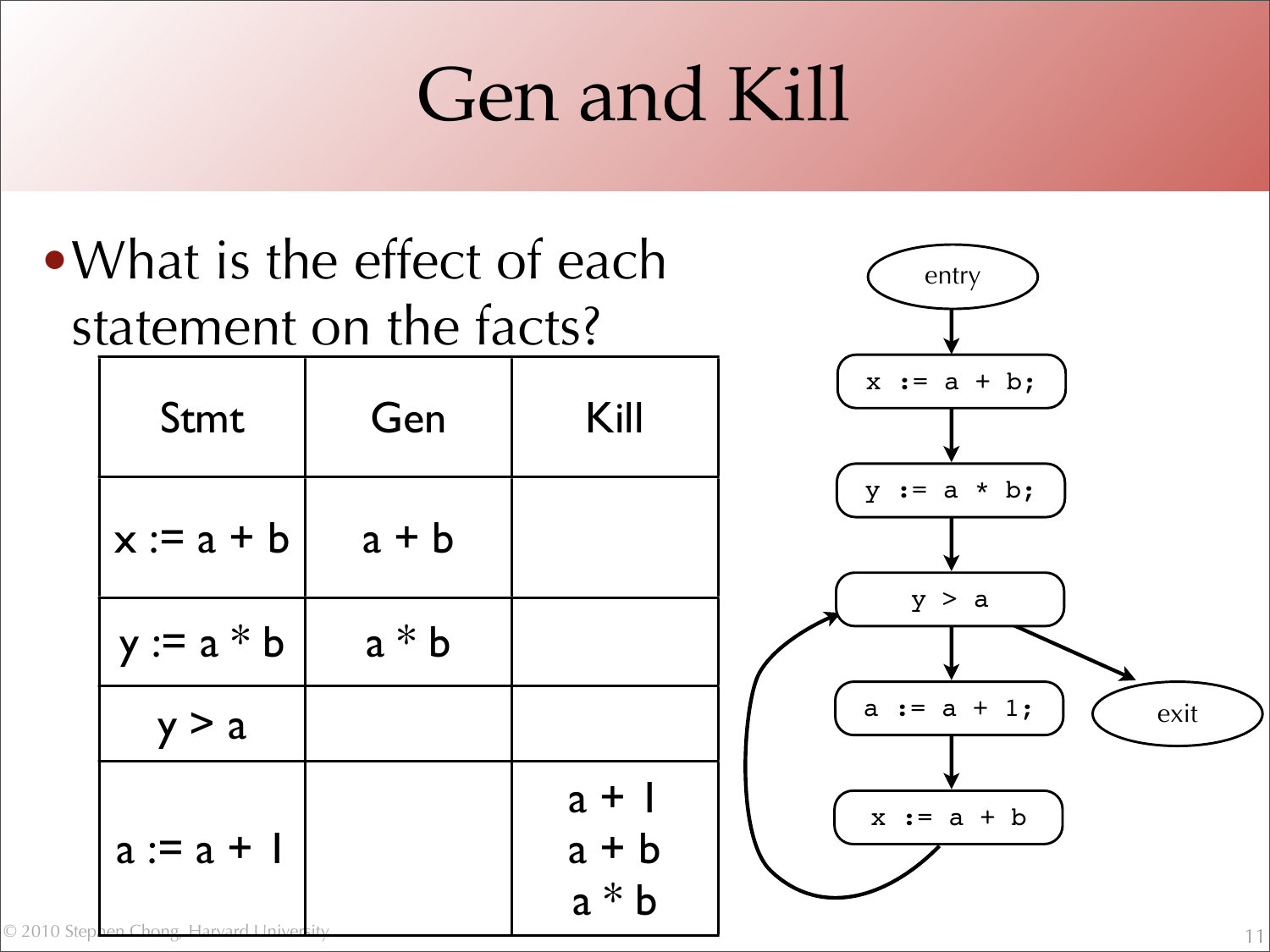# Gen and Kill

- What is the effect of each statement on the facts?

| Stmt | Gen | Kill |
|---|---|---|
| x := a + b | a + b | |
| y := a * b | a * b | |
| y > a | | |
| a := a + 1 | | a + 1<br>a + b<br>a * b |

```
entry
  |
x := a + b;
  |
y := a * b;
  |
y > a  <-----------+
  |        \       |
a := a + 1; exit   |
  |                |
x := a + b --------+
```

© 2010 Stephen Chong, Harvard University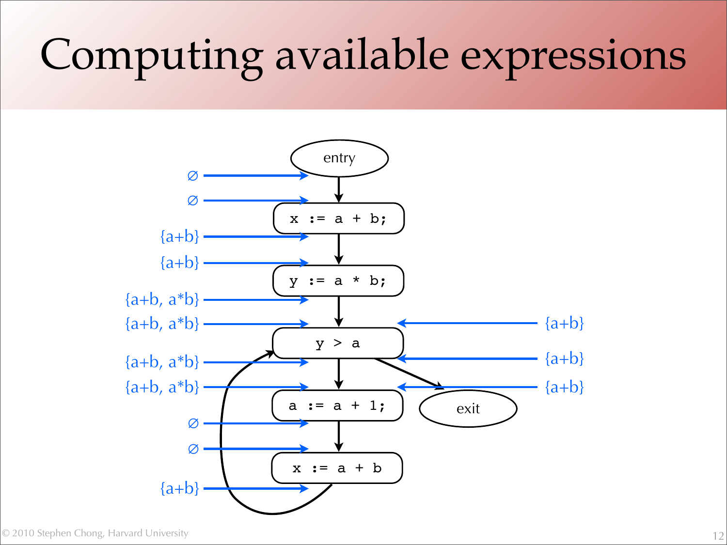# Computing available expressions

```
            entry
∅ →
∅ →
        x := a + b;
{a+b} →
{a+b} →
        y := a * b;
{a+b, a*b} →
{a+b, a*b} →                 ← {a+b}
          y > a
{a+b, a*b} →                 ← {a+b}
{a+b, a*b} →                 ← {a+b}
        a := a + 1;          exit
∅ →
∅ →
        x := a + b
{a+b} →
```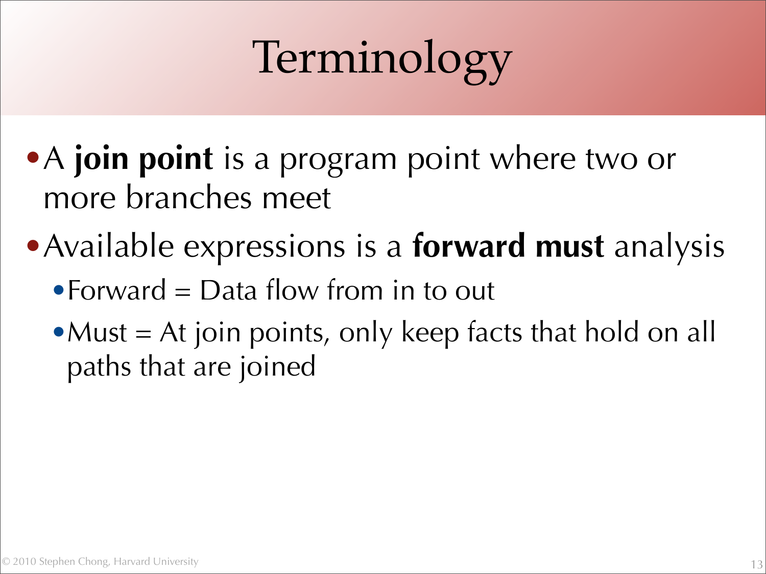# Terminology

- A **join point** is a program point where two or more branches meet
- Available expressions is a **forward must** analysis
  - Forward = Data flow from in to out
  - Must = At join points, only keep facts that hold on all paths that are joined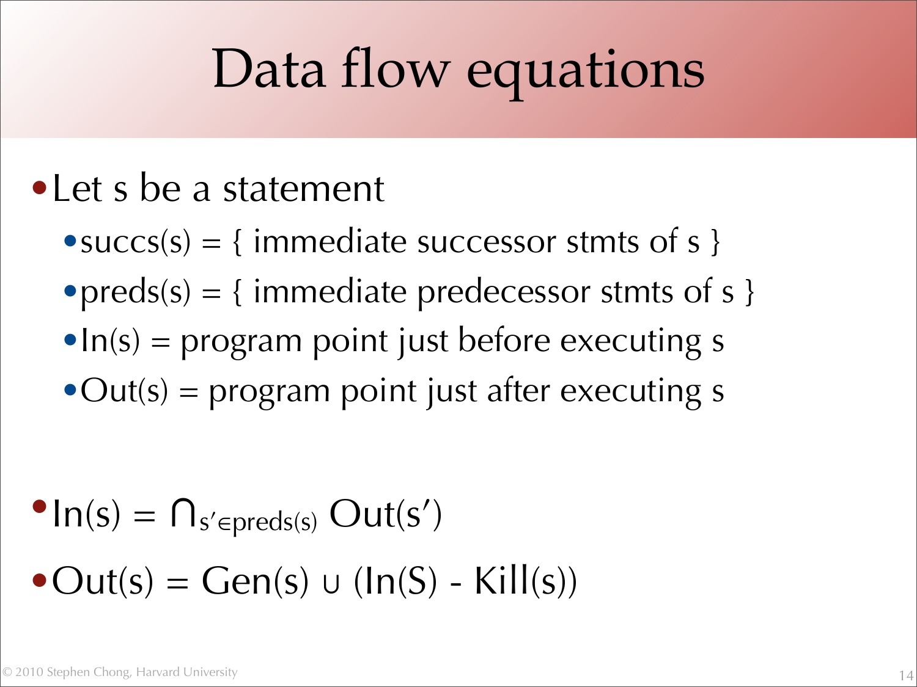# Data flow equations

- Let s be a statement
  - succs(s) = { immediate successor stmts of s }
  - preds(s) = { immediate predecessor stmts of s }
  - In(s) = program point just before executing s
  - Out(s) = program point just after executing s

- $\text{In}(s) = \bigcap_{s' \in \text{preds}(s)} \text{Out}(s')$
- $\text{Out}(s) = \text{Gen}(s) \cup (\text{In}(S) - \text{Kill}(s))$

© 2010 Stephen Chong, Harvard University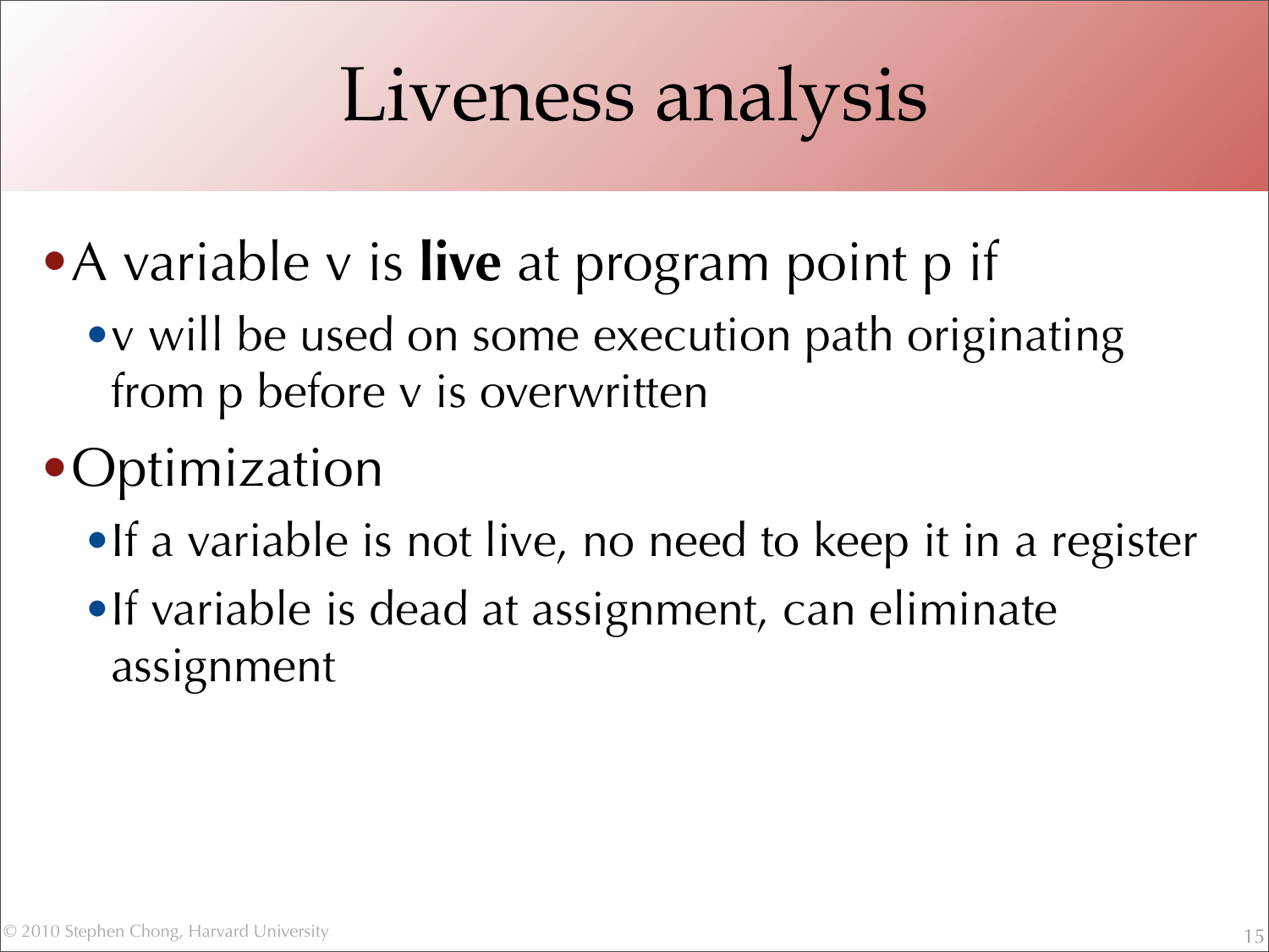# Liveness analysis

- A variable v is **live** at program point p if
  - v will be used on some execution path originating from p before v is overwritten
- Optimization
  - If a variable is not live, no need to keep it in a register
  - If variable is dead at assignment, can eliminate assignment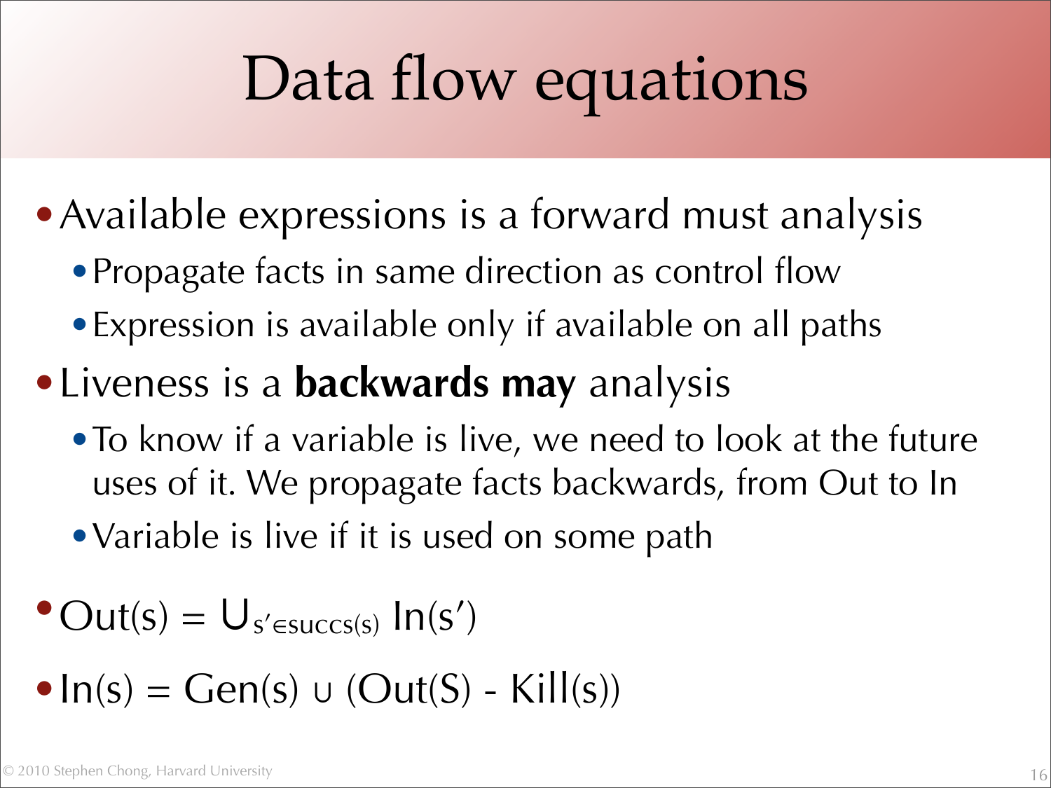# Data flow equations

- Available expressions is a forward must analysis
  - Propagate facts in same direction as control flow
  - Expression is available only if available on all paths
- Liveness is a **backwards may** analysis
  - To know if a variable is live, we need to look at the future uses of it. We propagate facts backwards, from Out to In
  - Variable is live if it is used on some path
- $\text{Out}(s) = \bigcup_{s' \in \text{succs}(s)} \text{In}(s')$
- $\text{In}(s) = \text{Gen}(s) \cup (\text{Out}(S) - \text{Kill}(s))$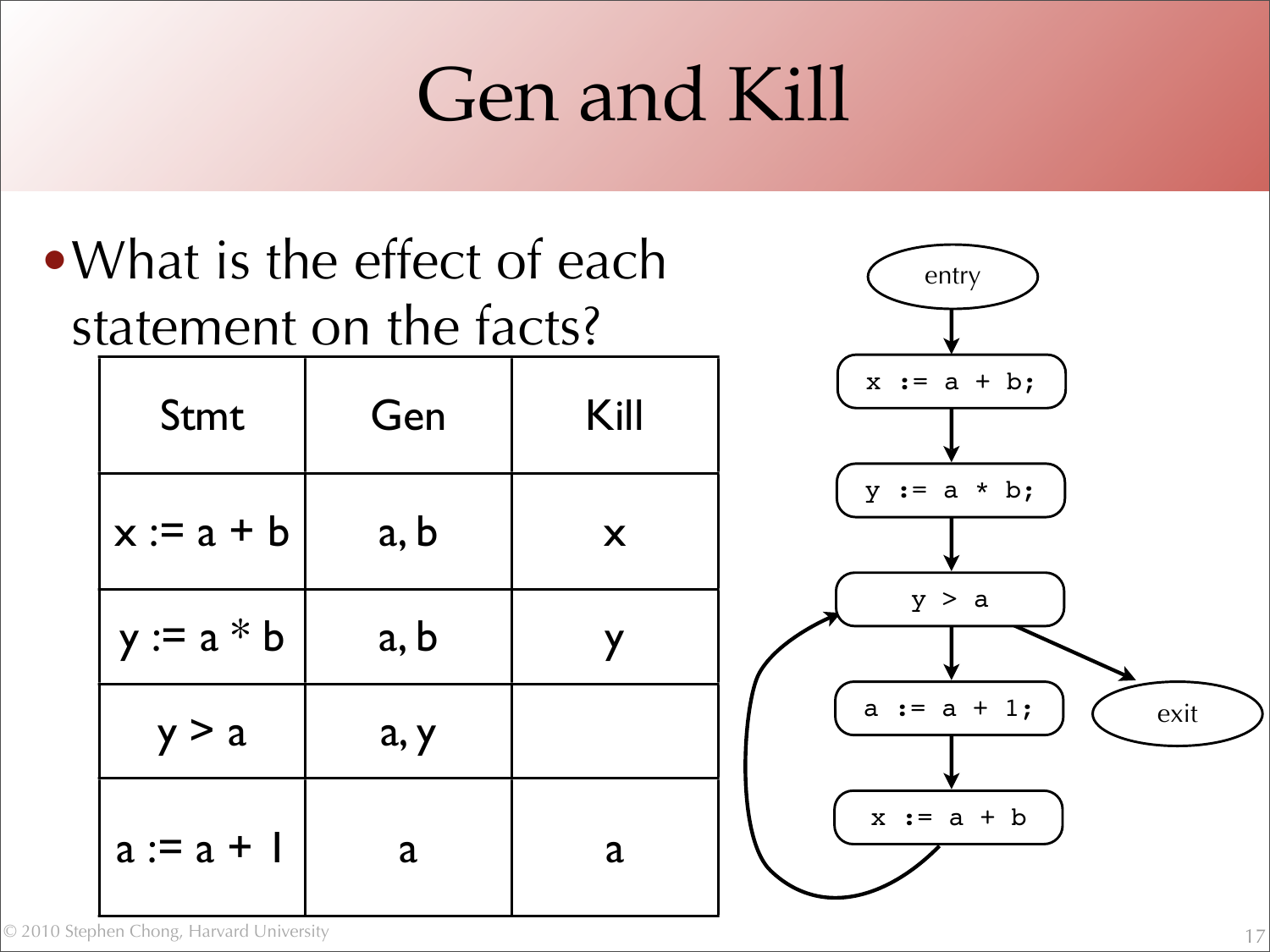# Gen and Kill

- What is the effect of each statement on the facts?

| Stmt | Gen | Kill |
|---|---|---|
| x := a + b | a, b | x |
| y := a * b | a, b | y |
| y > a | a, y | |
| a := a + 1 | a | a |

```
entry
  |
x := a + b;
  |
y := a * b;
  |
y > a  <--------------+
  |      \            |
a := a + 1;  exit     |
  |                   |
x := a + b -----------+
```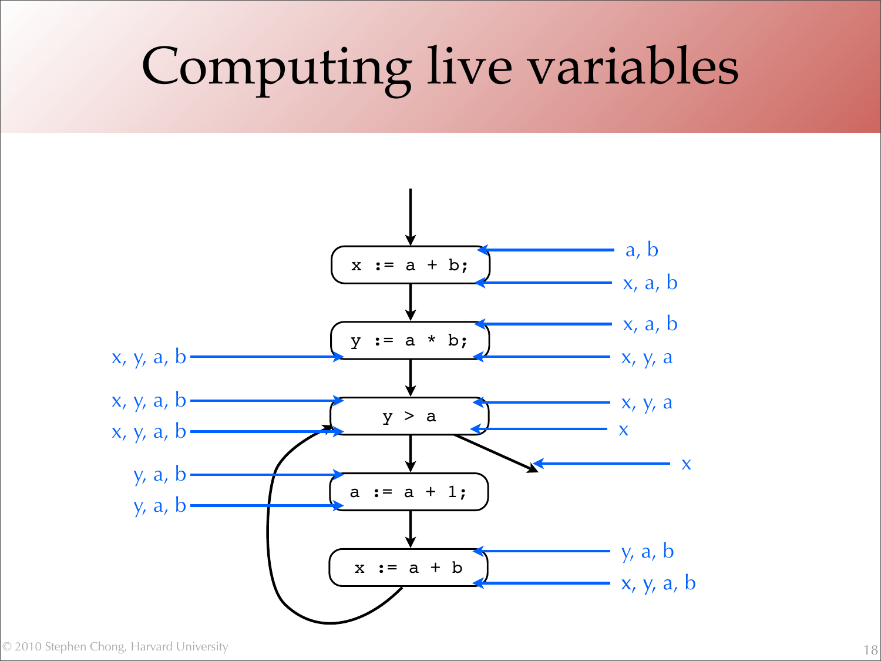# Computing live variables

```
x := a + b;
```
Live in: a, b — Live out: x, a, b

```
y := a * b;
```
Live in: x, a, b; x, y, a, b — Live out: x, y, a; x, y, a, b

```
y > a
```
Live in: x, y, a, b; x, y, a, b; x, y, a — Live out: x

Exit edge: x

```
a := a + 1;
```
Live in: y, a, b — Live out: y, a, b

```
x := a + b
```
Live in: y, a, b — Live out: x, y, a, b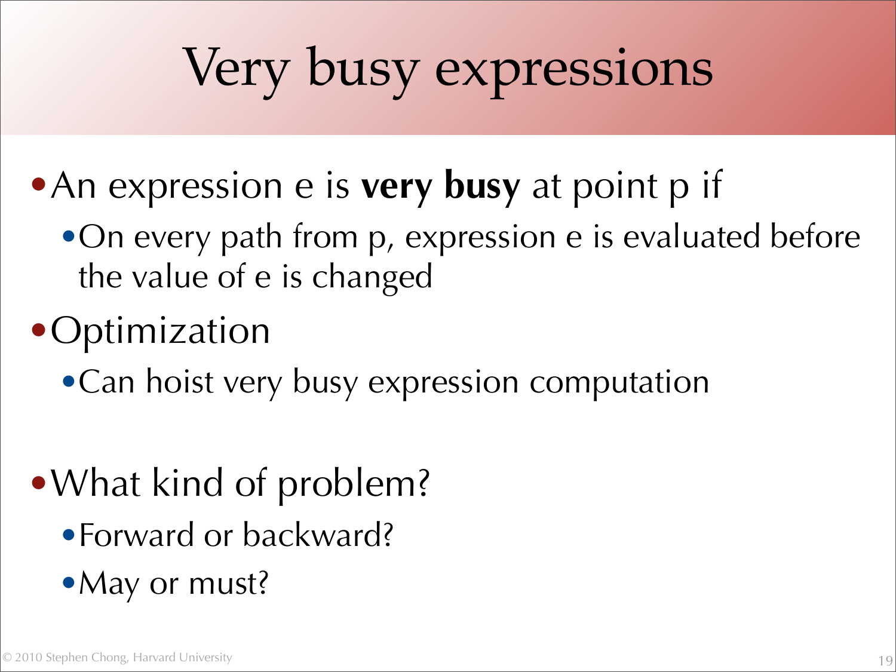# Very busy expressions

- An expression e is **very busy** at point p if
  - On every path from p, expression e is evaluated before the value of e is changed
- Optimization
  - Can hoist very busy expression computation
- What kind of problem?
  - Forward or backward?
  - May or must?

© 2010 Stephen Chong, Harvard University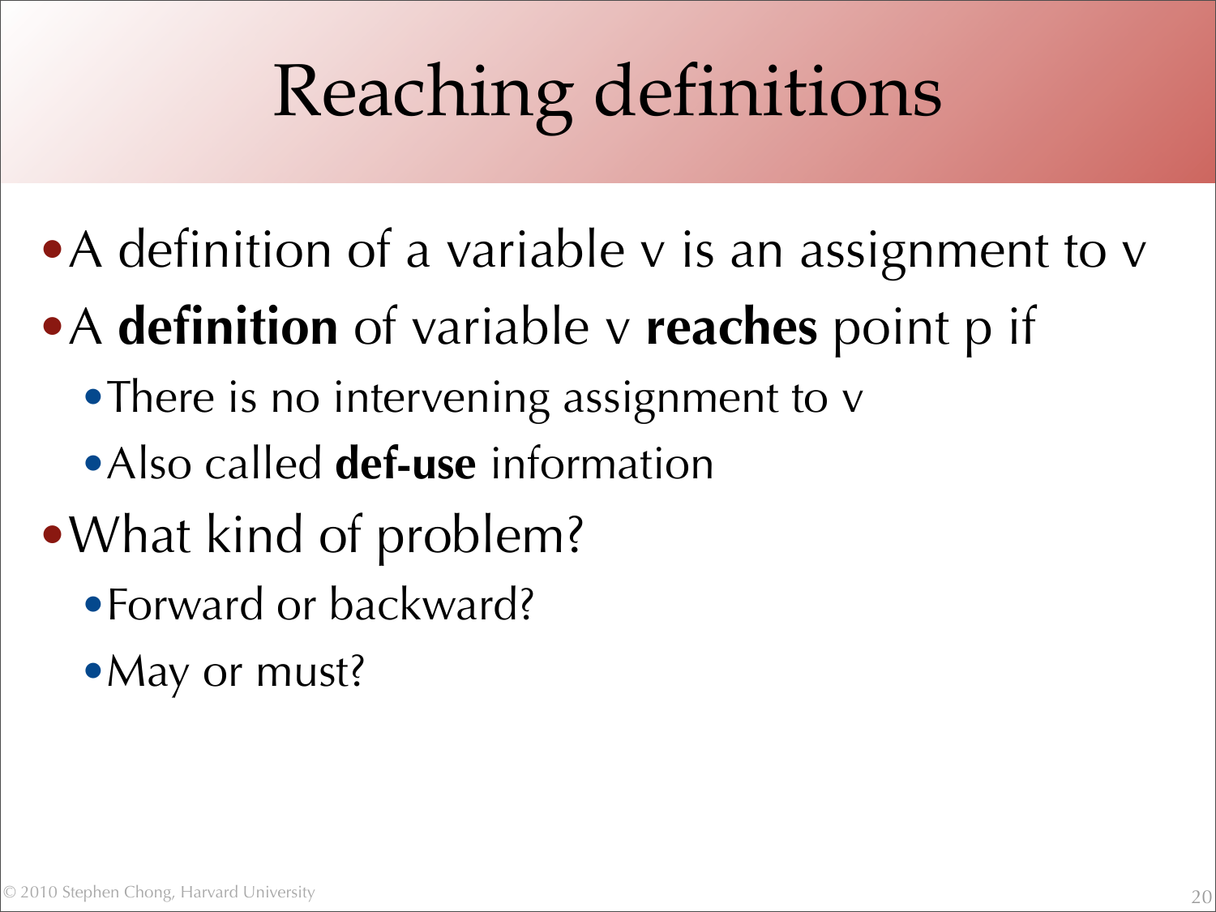# Reaching definitions

- A definition of a variable v is an assignment to v
- A **definition** of variable v **reaches** point p if
  - There is no intervening assignment to v
  - Also called **def-use** information
- What kind of problem?
  - Forward or backward?
  - May or must?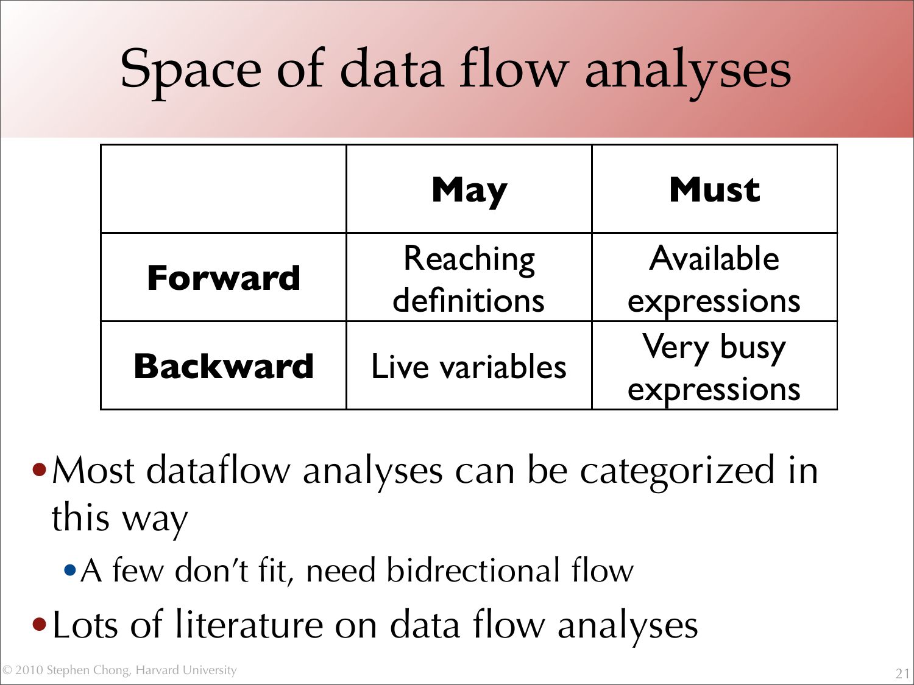# Space of data flow analyses

| | **May** | **Must** |
|---|---|---|
| **Forward** | Reaching definitions | Available expressions |
| **Backward** | Live variables | Very busy expressions |

- Most dataflow analyses can be categorized in this way
  - A few don't fit, need bidrectional flow
- Lots of literature on data flow analyses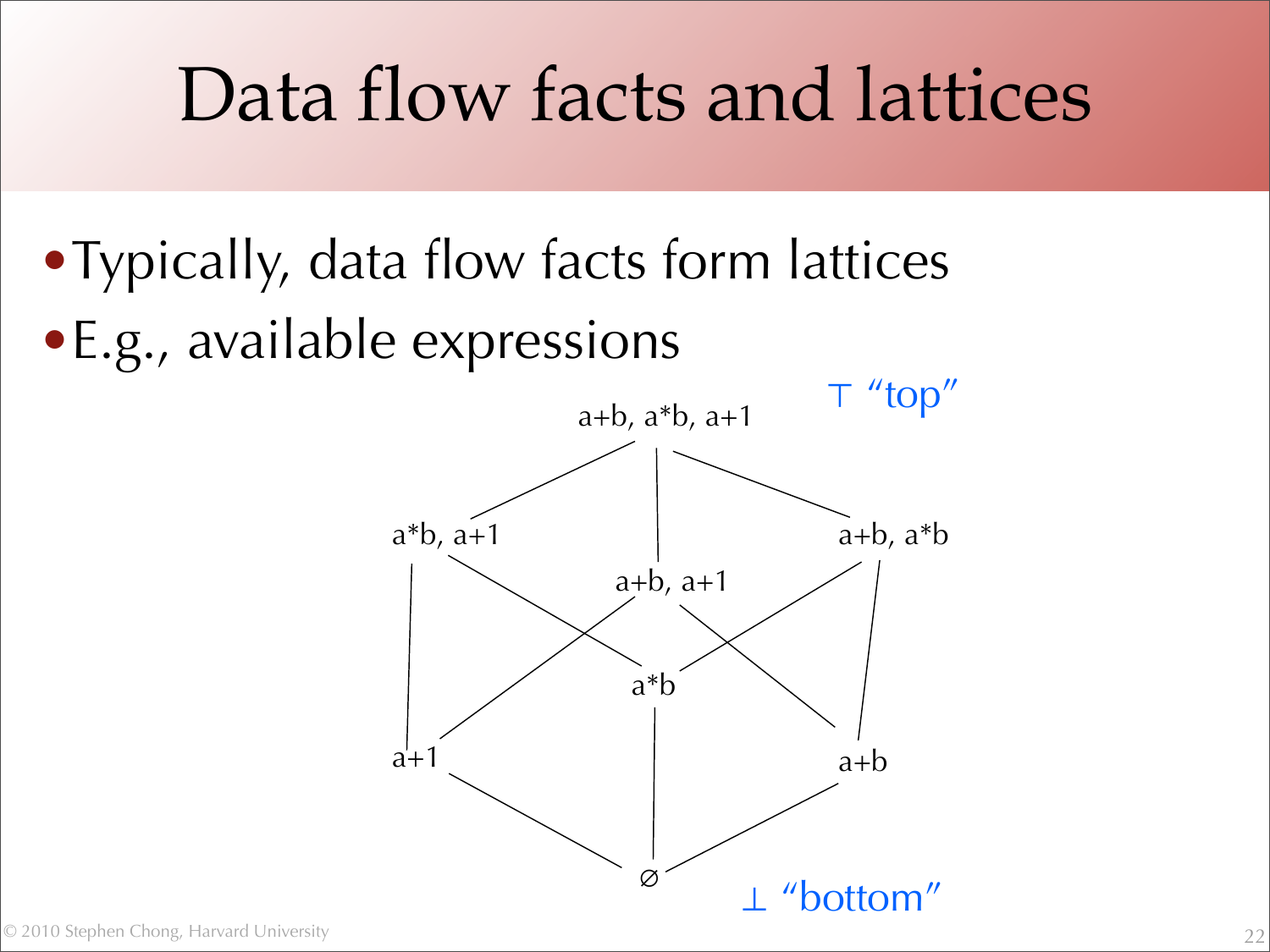# Data flow facts and lattices

- Typically, data flow facts form lattices
- E.g., available expressions

⊤ "top"

a+b, a*b, a+1

a*b, a+1

a+b, a*b

a+b, a+1

a*b

a+1

a+b

∅

⊥ "bottom"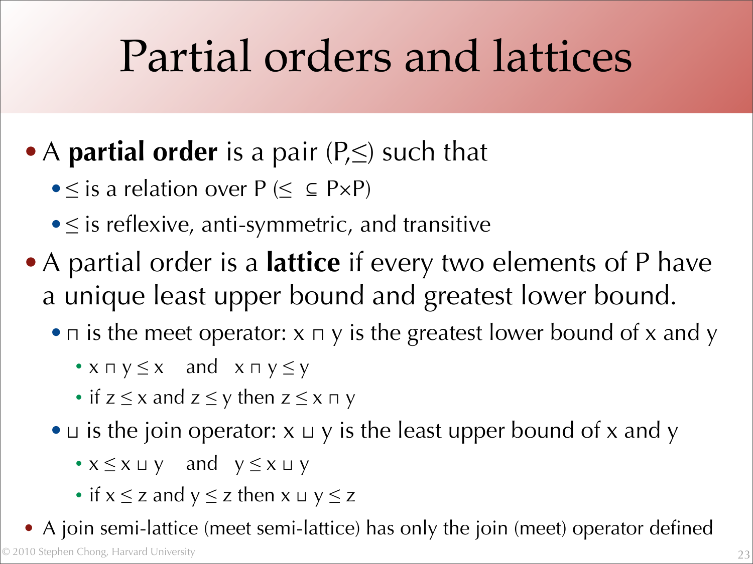# Partial orders and lattices

- A **partial order** is a pair $(P,\leq)$ such that
  - $\leq$ is a relation over P ($\leq \ \subseteq P\times P$)
  - $\leq$ is reflexive, anti-symmetric, and transitive
- A partial order is a **lattice** if every two elements of P have a unique least upper bound and greatest lower bound.
  - $\sqcap$ is the meet operator: $x \sqcap y$ is the greatest lower bound of x and y
    - $x \sqcap y \leq x$ and $x \sqcap y \leq y$
    - if $z \leq x$ and $z \leq y$ then $z \leq x \sqcap y$
  - $\sqcup$ is the join operator: $x \sqcup y$ is the least upper bound of x and y
    - $x \leq x \sqcup y$ and $y \leq x \sqcup y$
    - if $x \leq z$ and $y \leq z$ then $x \sqcup y \leq z$
- A join semi-lattice (meet semi-lattice) has only the join (meet) operator defined

© 2010 Stephen Chong, Harvard University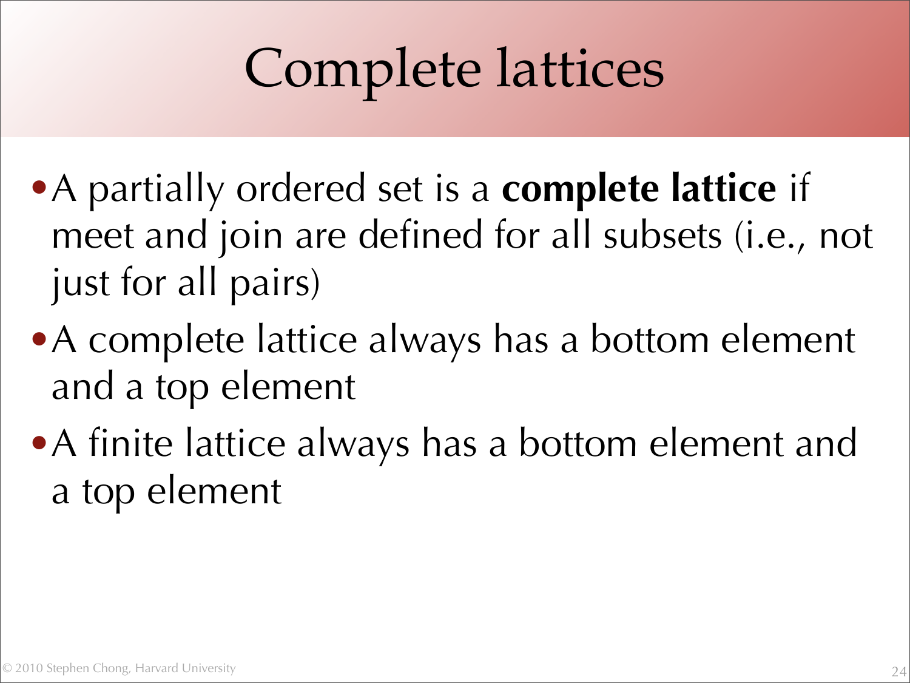# Complete lattices

- A partially ordered set is a **complete lattice** if meet and join are defined for all subsets (i.e., not just for all pairs)
- A complete lattice always has a bottom element and a top element
- A finite lattice always has a bottom element and a top element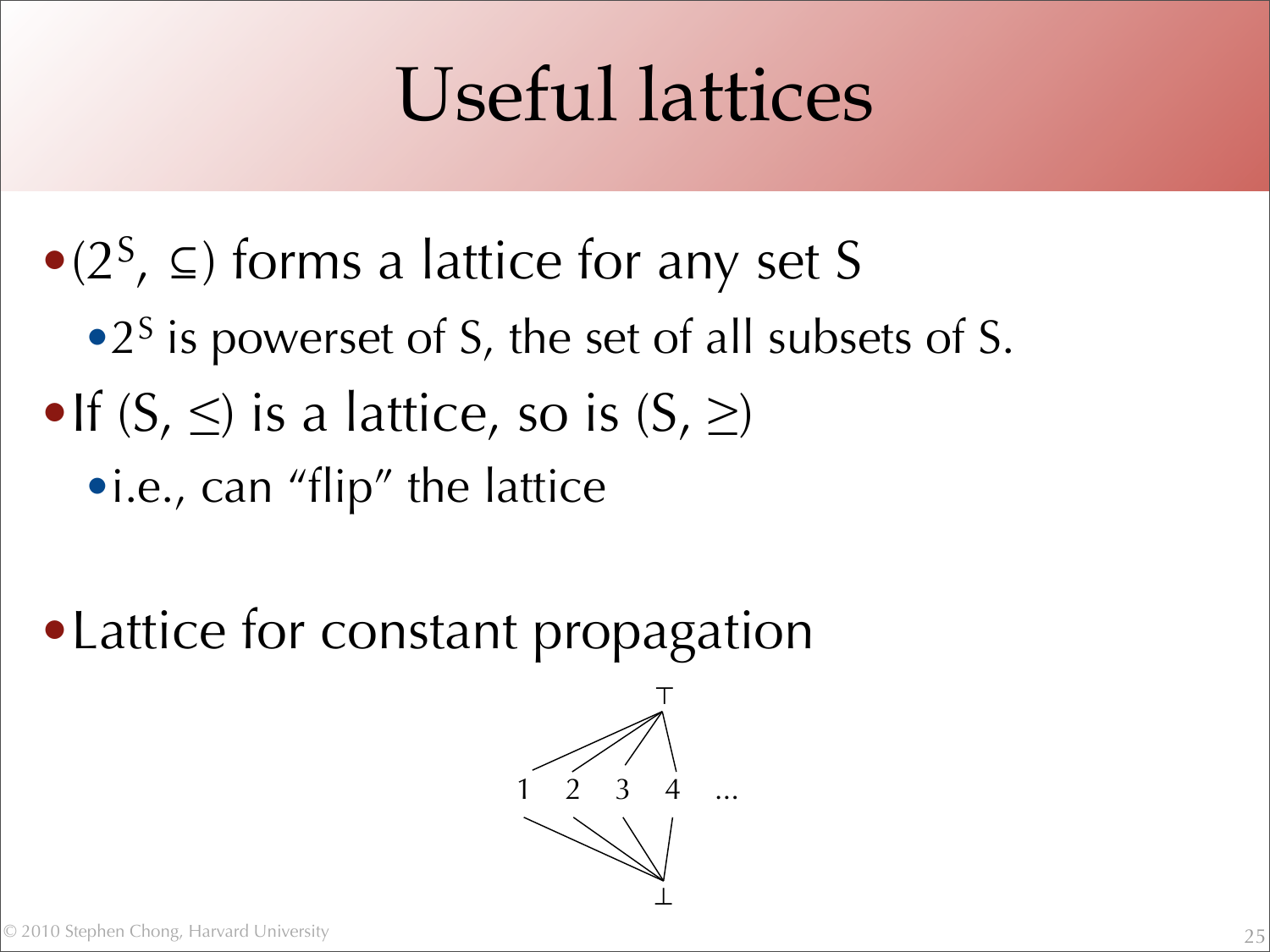# Useful lattices

- $(2^S, \subseteq)$ forms a lattice for any set S
  - $2^S$ is powerset of S, the set of all subsets of S.
- If $(S, \leq)$ is a lattice, so is $(S, \geq)$
  - i.e., can "flip" the lattice
- Lattice for constant propagation

$\top$

1 2 3 4 ...

$\bot$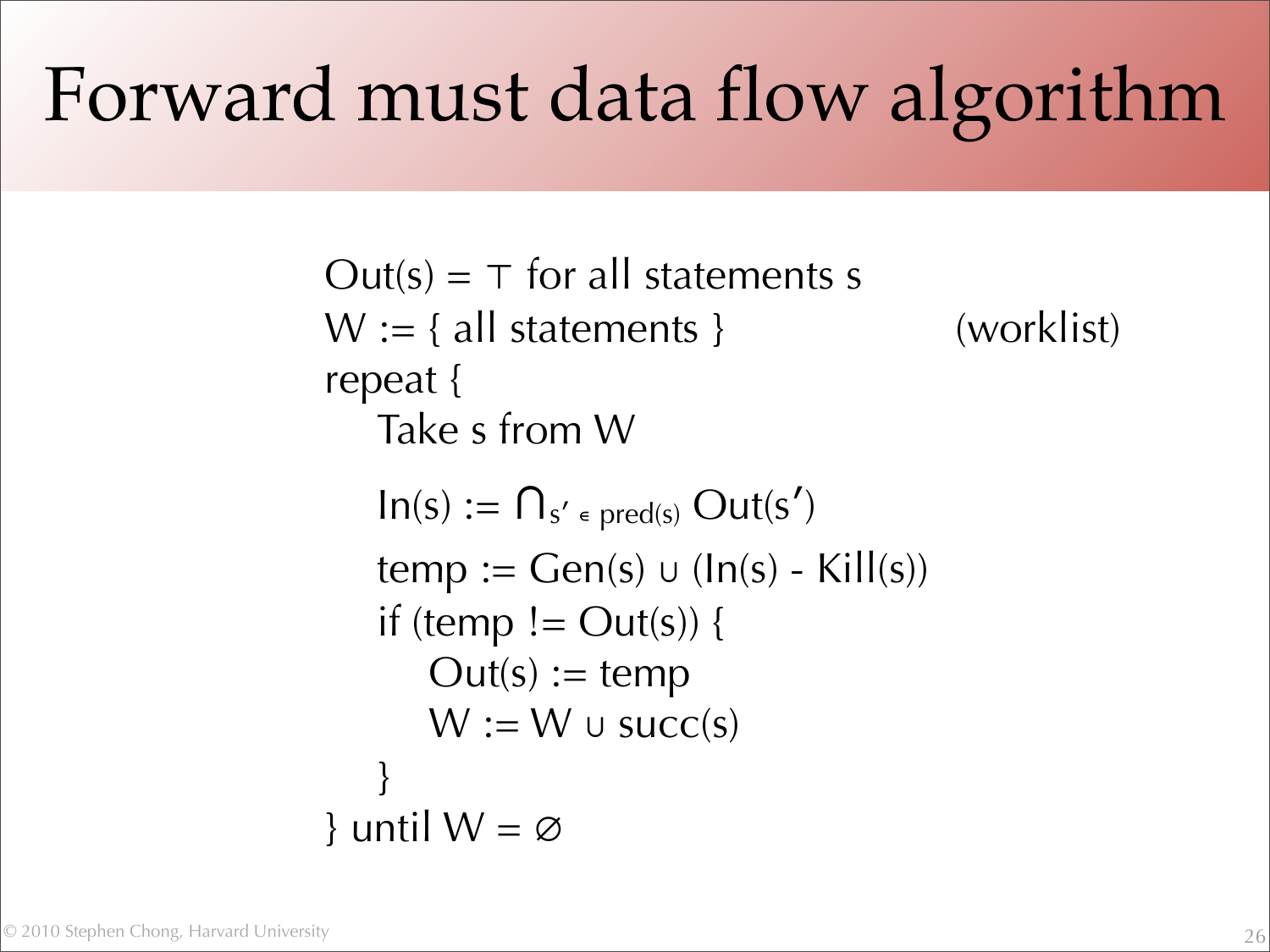# Forward must data flow algorithm

```
Out(s) = ⊤ for all statements s
W := { all statements }                    (worklist)
repeat {
    Take s from W
    In(s) := ∩_{s′ ∈ pred(s)} Out(s′)
    temp := Gen(s) ∪ (In(s) - Kill(s))
    if (temp != Out(s)) {
        Out(s) := temp
        W := W ∪ succ(s)
    }
} until W = ∅
```

© 2010 Stephen Chong, Harvard University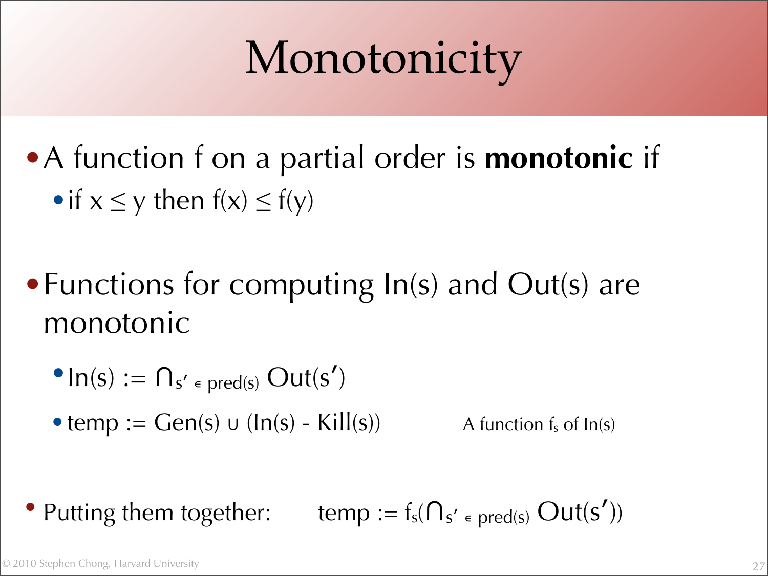# Monotonicity

- A function f on a partial order is **monotonic** if
  - if $x \leq y$ then $f(x) \leq f(y)$

- Functions for computing In(s) and Out(s) are monotonic
  - $\text{In}(s) := \bigcap_{s' \in \text{pred}(s)} \text{Out}(s')$
  - $\text{temp} := \text{Gen}(s) \cup (\text{In}(s) - \text{Kill}(s))$ — A function $f_s$ of In(s)

- Putting them together: $\text{temp} := f_s(\bigcap_{s' \in \text{pred}(s)} \text{Out}(s'))$

© 2010 Stephen Chong, Harvard University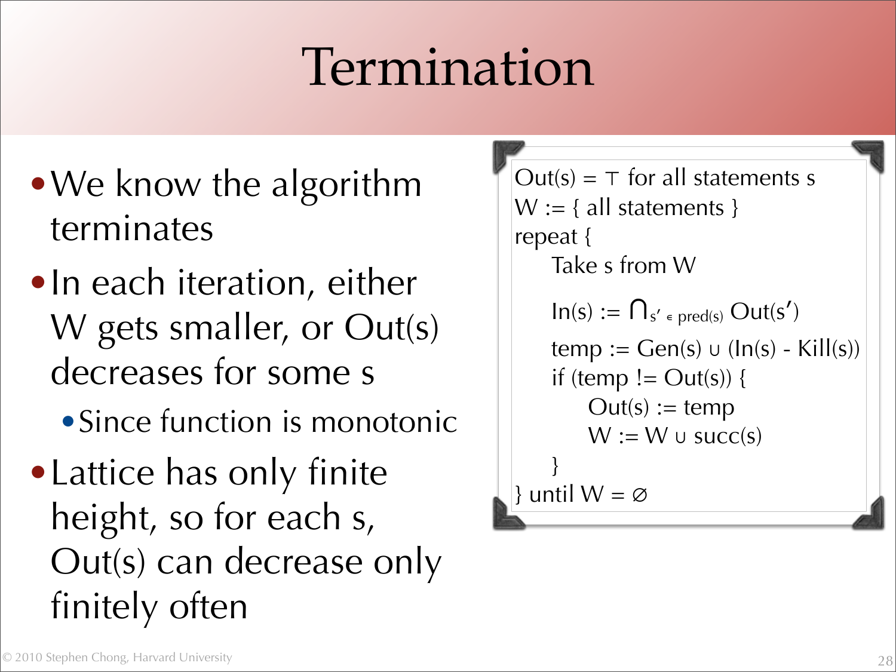# Termination

- We know the algorithm terminates
- In each iteration, either W gets smaller, or Out(s) decreases for some s
  - Since function is monotonic
- Lattice has only finite height, so for each s, Out(s) can decrease only finitely often

```
Out(s) = ⊤ for all statements s
W := { all statements }
repeat {
    Take s from W

    In(s) := ∩s′ ∊ pred(s) Out(s′)
    temp := Gen(s) ∪ (In(s) - Kill(s))
    if (temp != Out(s)) {
        Out(s) := temp
        W := W ∪ succ(s)
    }
} until W = ∅
```

© 2010 Stephen Chong, Harvard University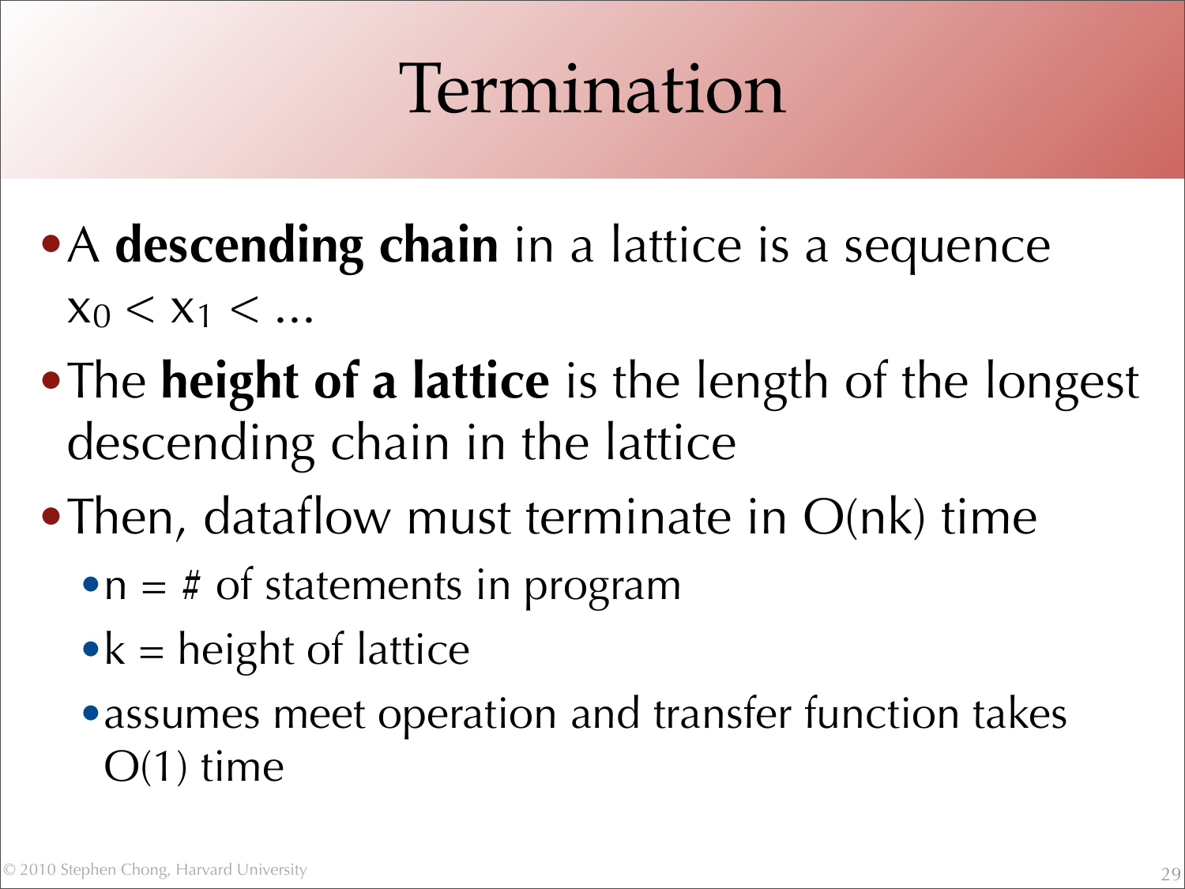# Termination

- A **descending chain** in a lattice is a sequence $x_0 < x_1 < \ldots$
- The **height of a lattice** is the length of the longest descending chain in the lattice
- Then, dataflow must terminate in $O(nk)$ time
  - $n$ = # of statements in program
  - $k$ = height of lattice
  - assumes meet operation and transfer function takes $O(1)$ time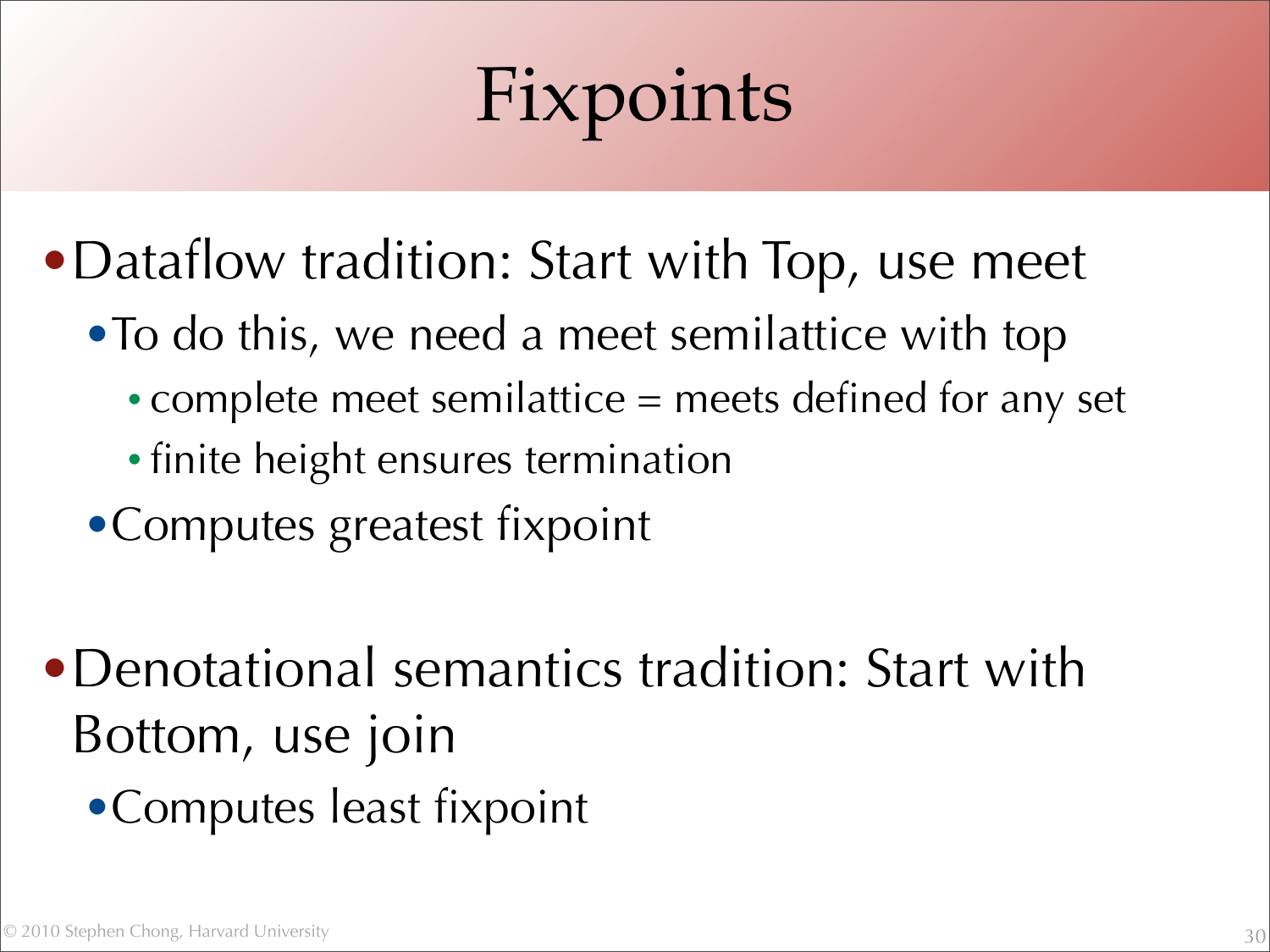# Fixpoints

- Dataflow tradition: Start with Top, use meet
  - To do this, we need a meet semilattice with top
    - complete meet semilattice = meets defined for any set
    - finite height ensures termination
  - Computes greatest fixpoint

- Denotational semantics tradition: Start with Bottom, use join
  - Computes least fixpoint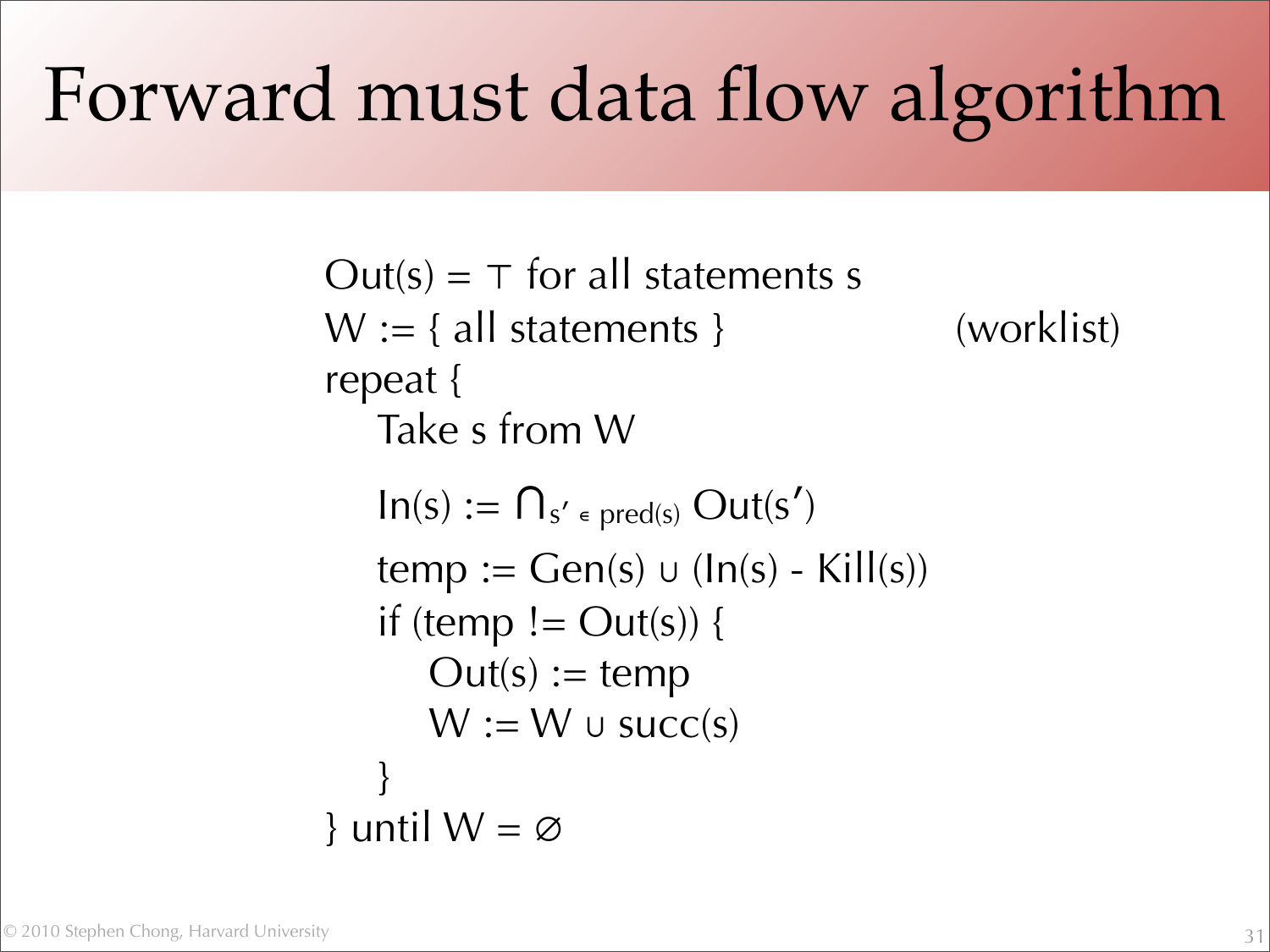# Forward must data flow algorithm

$Out(s) = \top$ for all statements s

W := { all statements }  (worklist)

repeat {

  Take s from W

  $In(s) := \bigcap_{s' \in pred(s)} Out(s')$

  $temp := Gen(s) \cup (In(s) - Kill(s))$

  if (temp != Out(s)) {

    Out(s) := temp

    $W := W \cup succ(s)$

  }

} until $W = \varnothing$

© 2010 Stephen Chong, Harvard University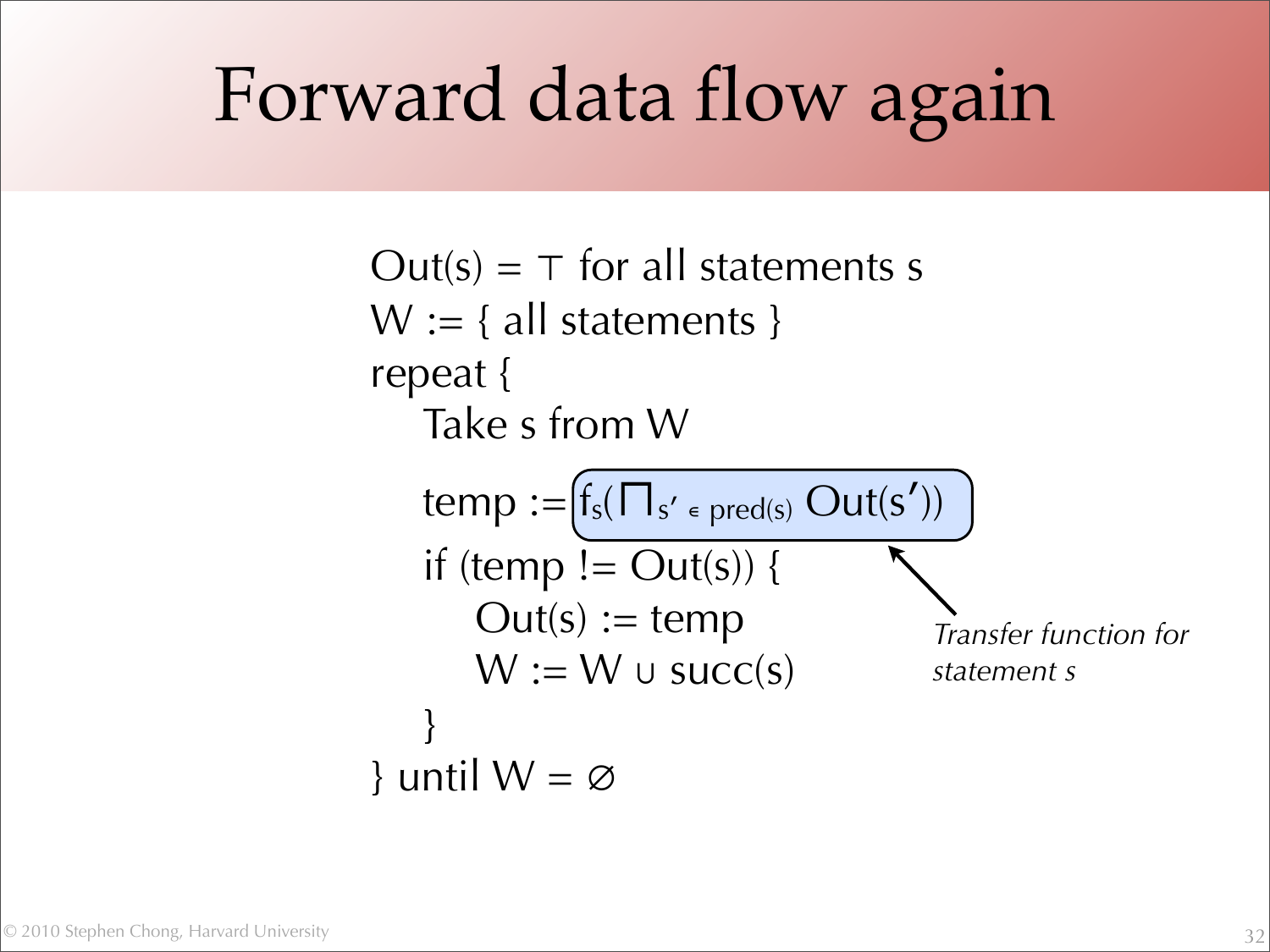# Forward data flow again

```
Out(s) = ⊤ for all statements s
W := { all statements }
repeat {
    Take s from W
    temp := fs(⊓s′ ∈ pred(s) Out(s′))
    if (temp != Out(s)) {
        Out(s) := temp
        W := W ∪ succ(s)
    }
} until W = ∅
```

where the highlighted expression is $f_s(\bigsqcap_{s' \in pred(s)} Out(s'))$

*Transfer function for statement s*

© 2010 Stephen Chong, Harvard University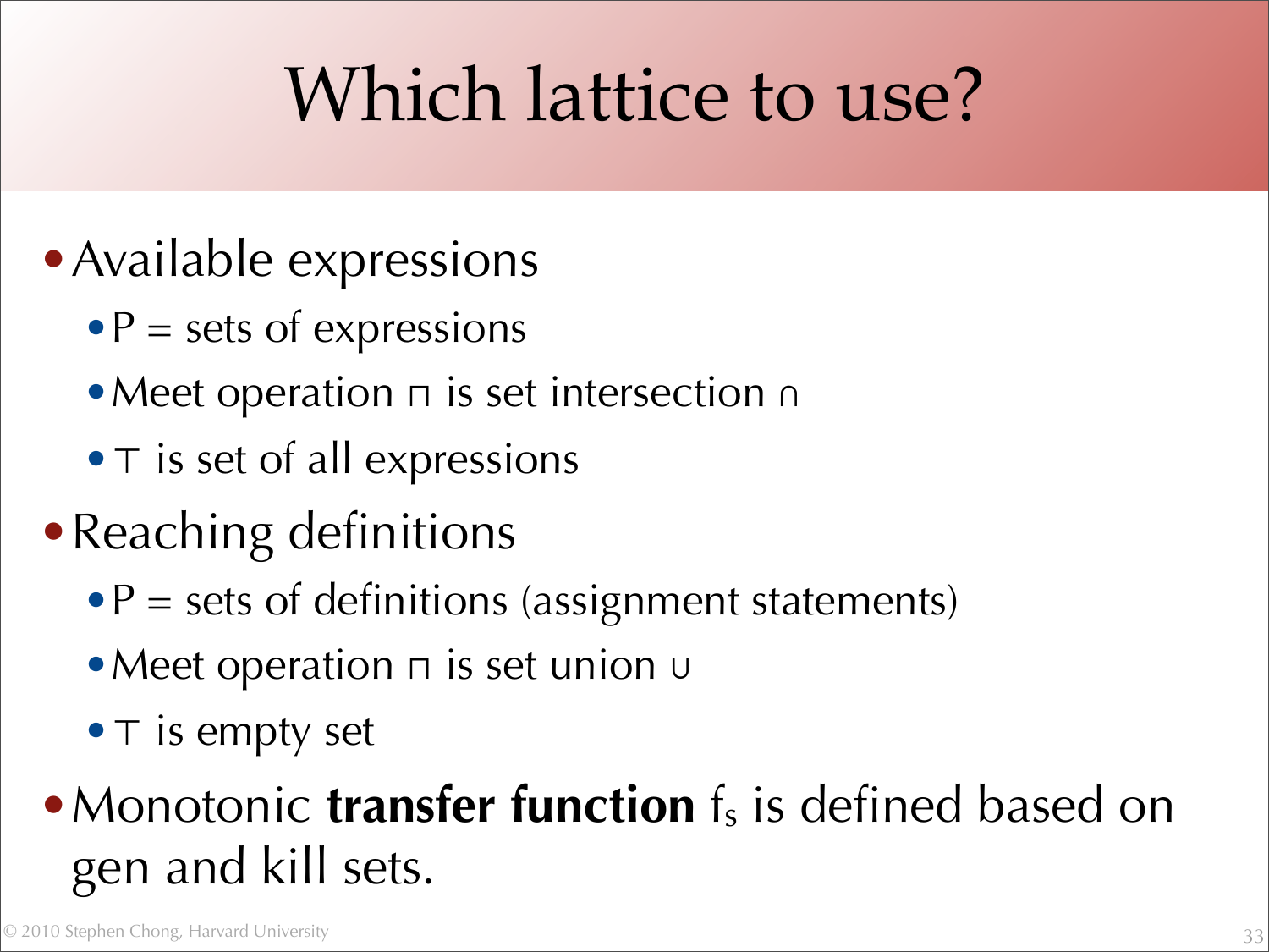# Which lattice to use?

- Available expressions
  - P = sets of expressions
  - Meet operation $\sqcap$ is set intersection $\cap$
  - $\top$ is set of all expressions
- Reaching definitions
  - P = sets of definitions (assignment statements)
  - Meet operation $\sqcap$ is set union $\cup$
  - $\top$ is empty set
- Monotonic **transfer function** $f_s$ is defined based on gen and kill sets.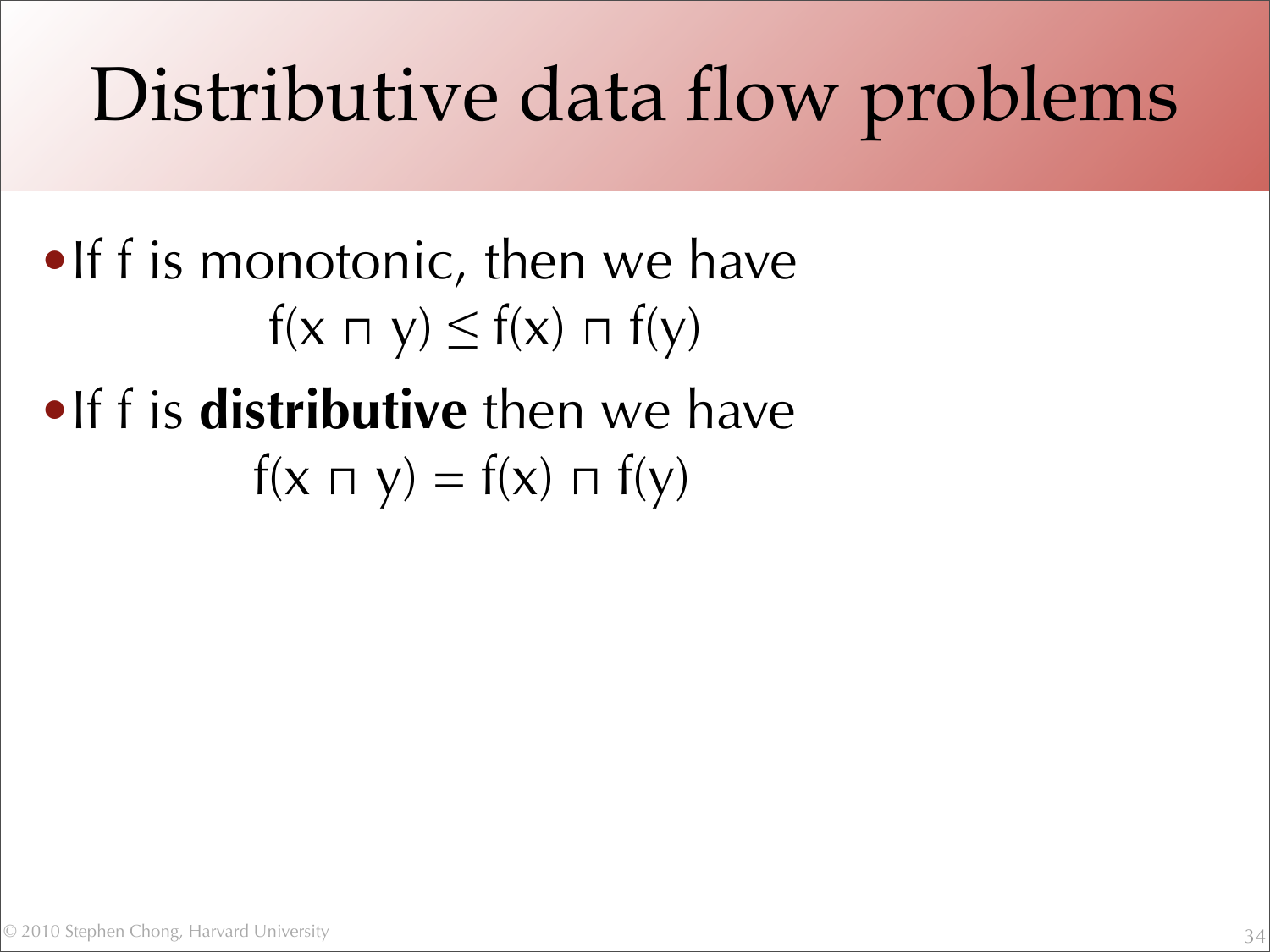# Distributive data flow problems

- If f is monotonic, then we have

$$f(x \sqcap y) \leq f(x) \sqcap f(y)$$

- If f is **distributive** then we have

$$f(x \sqcap y) = f(x) \sqcap f(y)$$

© 2010 Stephen Chong, Harvard University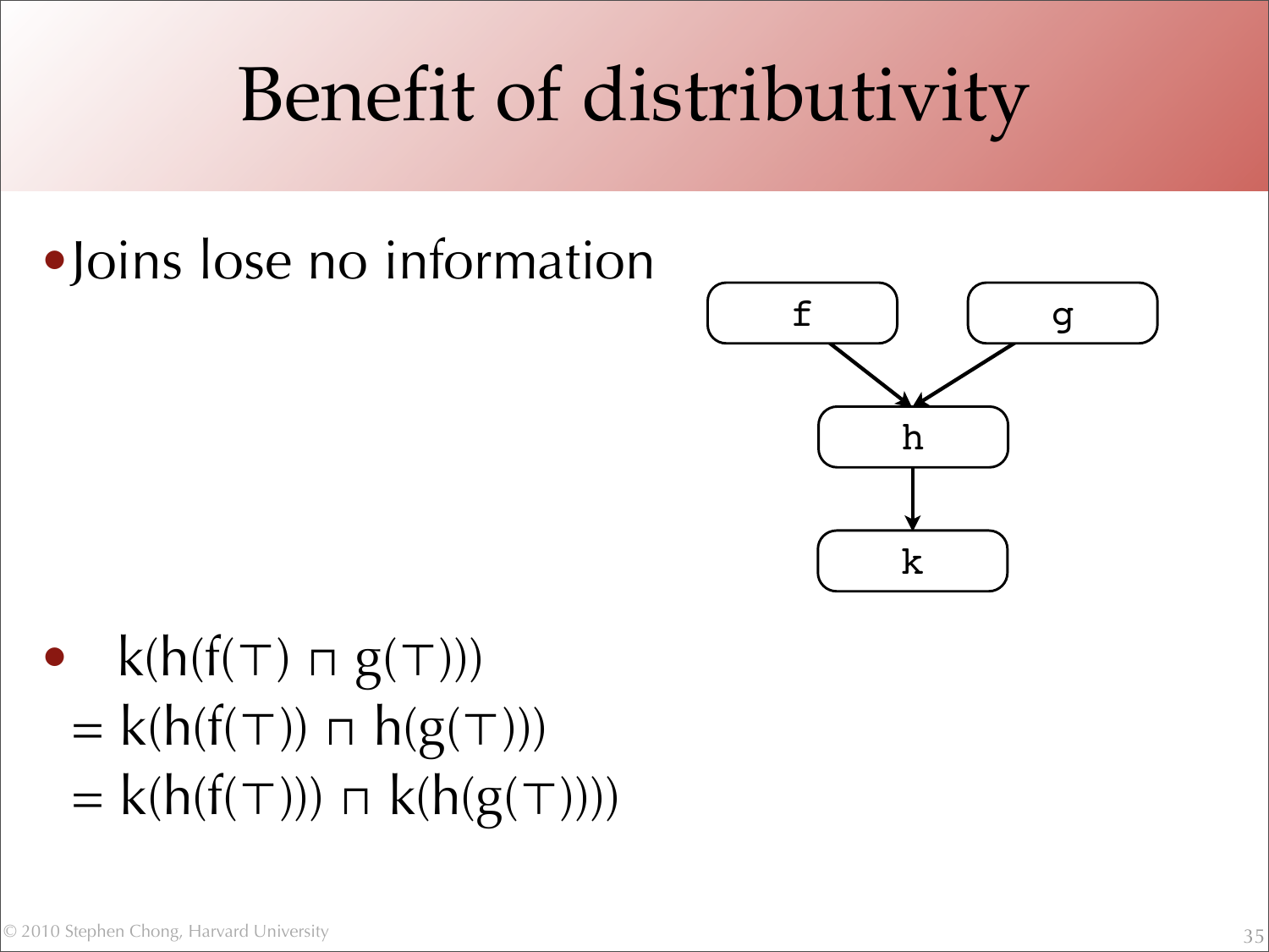# Benefit of distributivity

- Joins lose no information

- $$
\begin{aligned}
& k(h(f(\top) \sqcap g(\top))) \\
&= k(h(f(\top)) \sqcap h(g(\top))) \\
&= k(h(f(\top))) \sqcap k(h(g(\top)))
\end{aligned}
$$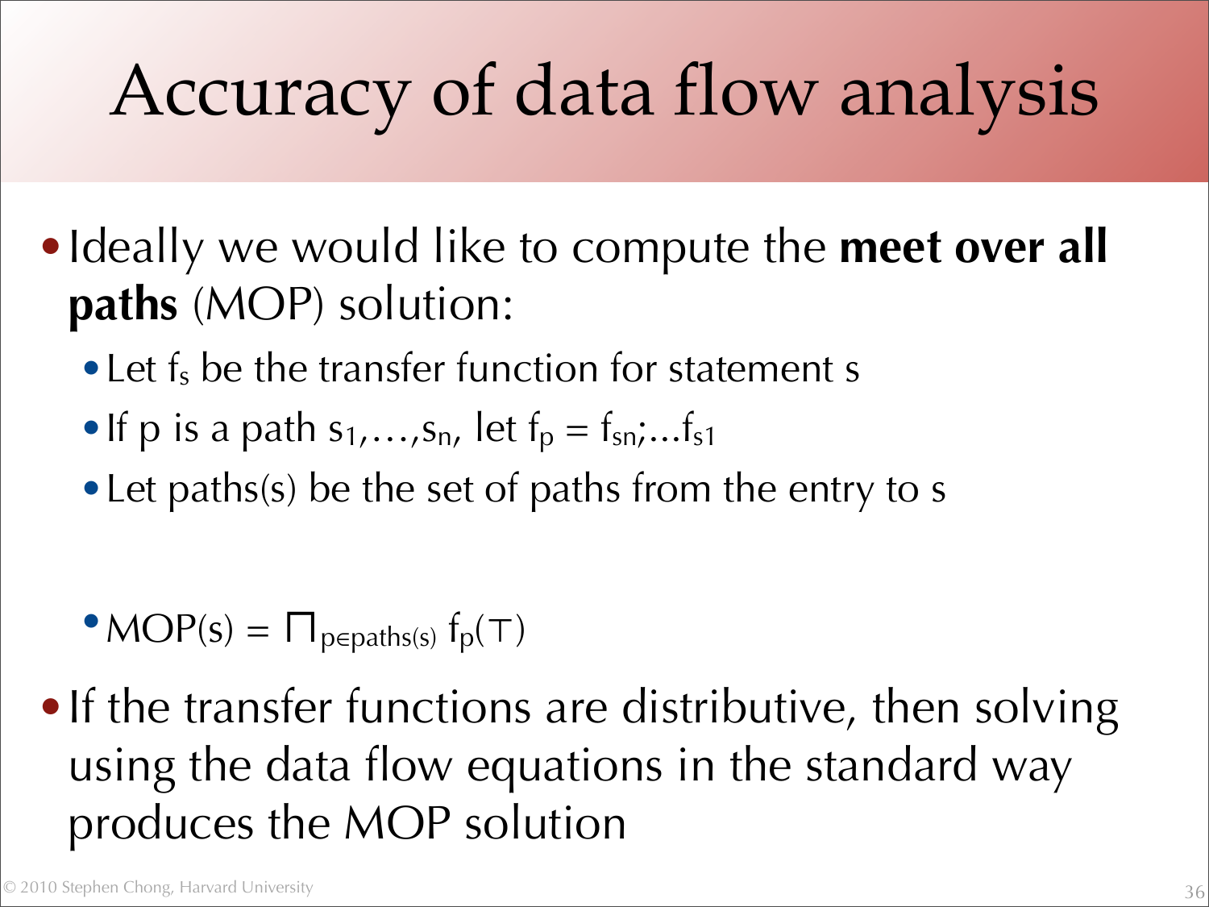# Accuracy of data flow analysis

- Ideally we would like to compute the **meet over all paths** (MOP) solution:
  - Let $f_s$ be the transfer function for statement s
  - If p is a path $s_1, \ldots, s_n$, let $f_p = f_{sn}; \ldots f_{s1}$
  - Let paths(s) be the set of paths from the entry to s
  - $MOP(s) = \sqcap_{p \in paths(s)} f_p(\top)$
- If the transfer functions are distributive, then solving using the data flow equations in the standard way produces the MOP solution

© 2010 Stephen Chong, Harvard University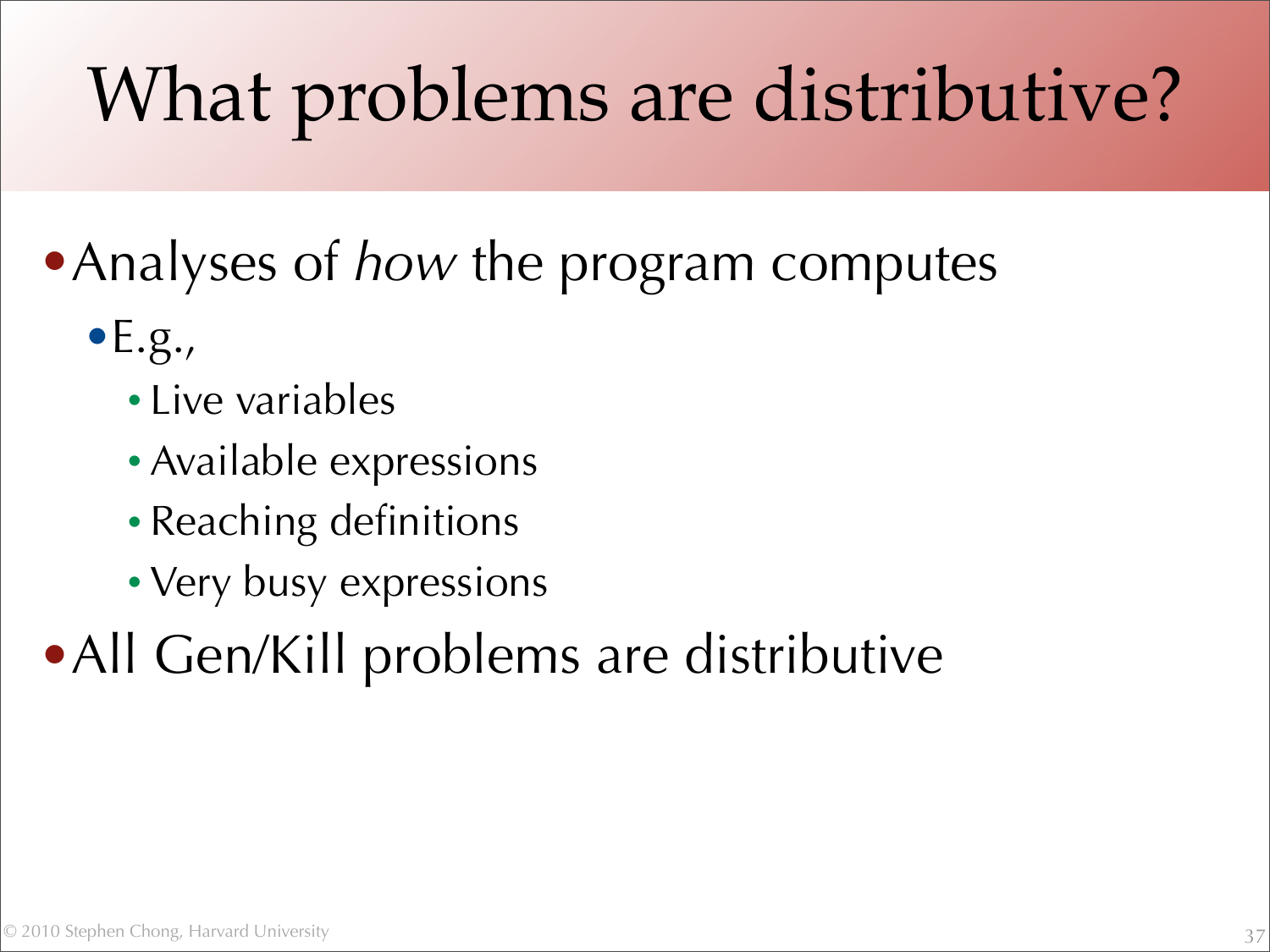# What problems are distributive?

- Analyses of *how* the program computes
  - E.g.,
    - Live variables
    - Available expressions
    - Reaching definitions
    - Very busy expressions
- All Gen/Kill problems are distributive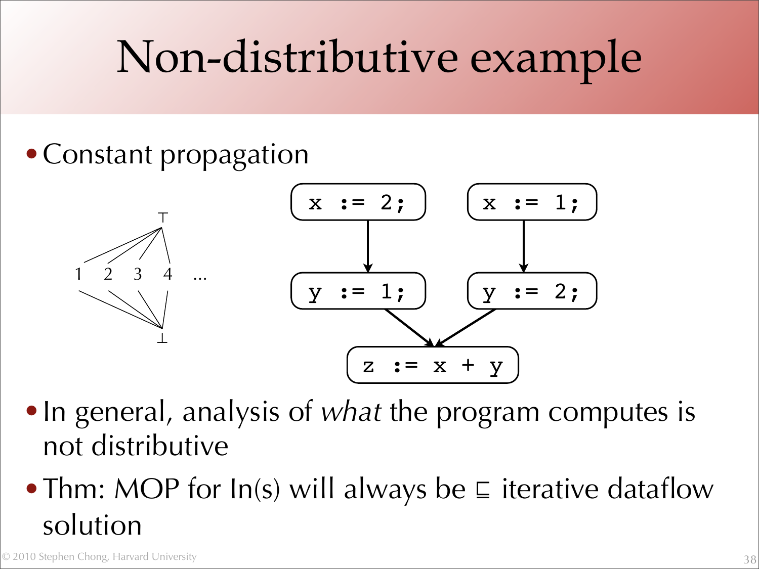# Non-distributive example

- Constant propagation

```
x := 2;        x := 1;
   |              |
   v              v
y := 1;        y := 2;
     \          /
      v        v
     z := x + y
```

- In general, analysis of *what* the program computes is not distributive
- Thm: MOP for In(s) will always be ⊑ iterative dataflow solution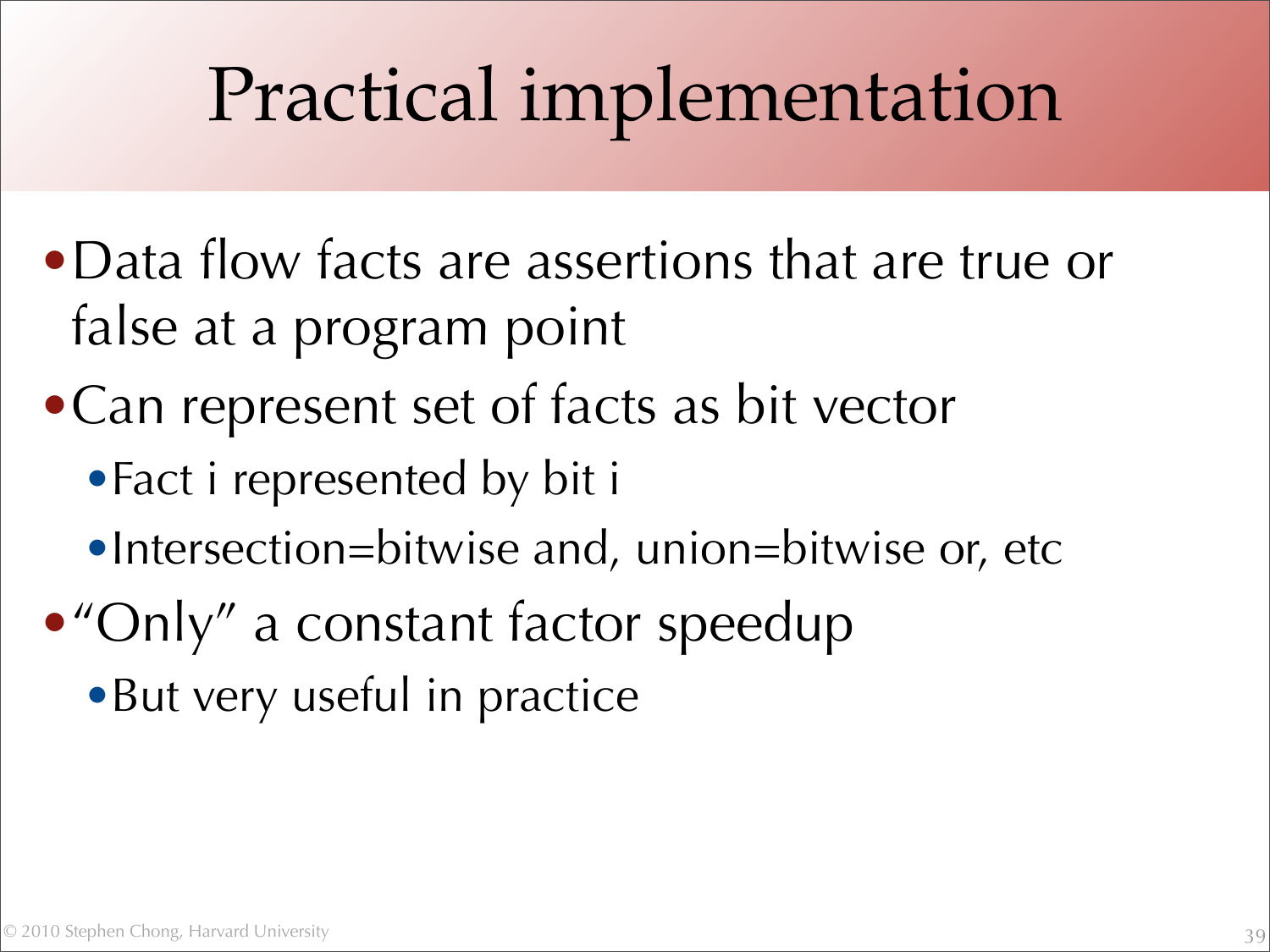# Practical implementation

- Data flow facts are assertions that are true or false at a program point
- Can represent set of facts as bit vector
  - Fact i represented by bit i
  - Intersection=bitwise and, union=bitwise or, etc
- "Only" a constant factor speedup
  - But very useful in practice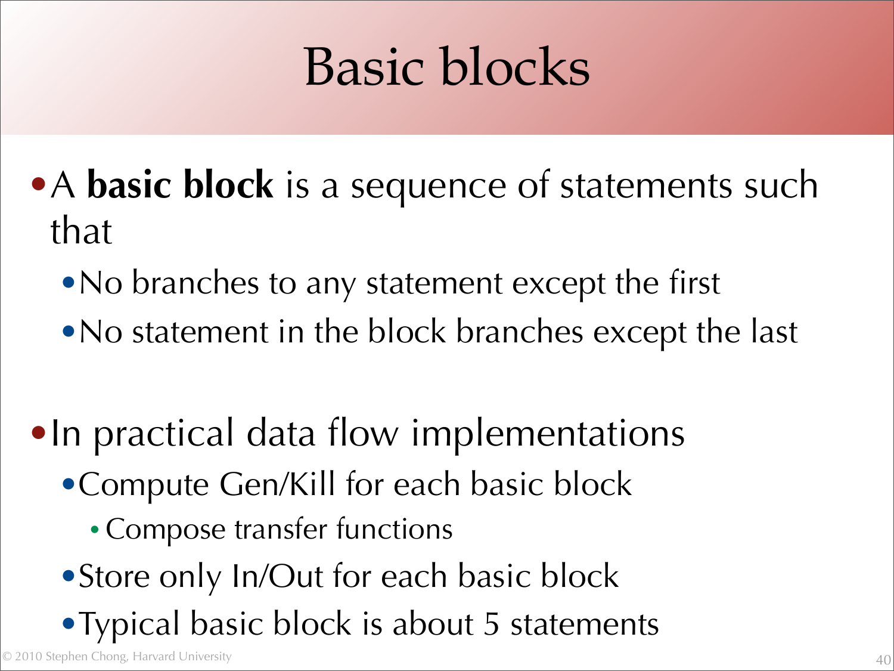# Basic blocks

- A **basic block** is a sequence of statements such that
  - No branches to any statement except the first
  - No statement in the block branches except the last
- In practical data flow implementations
  - Compute Gen/Kill for each basic block
    - Compose transfer functions
  - Store only In/Out for each basic block
  - Typical basic block is about 5 statements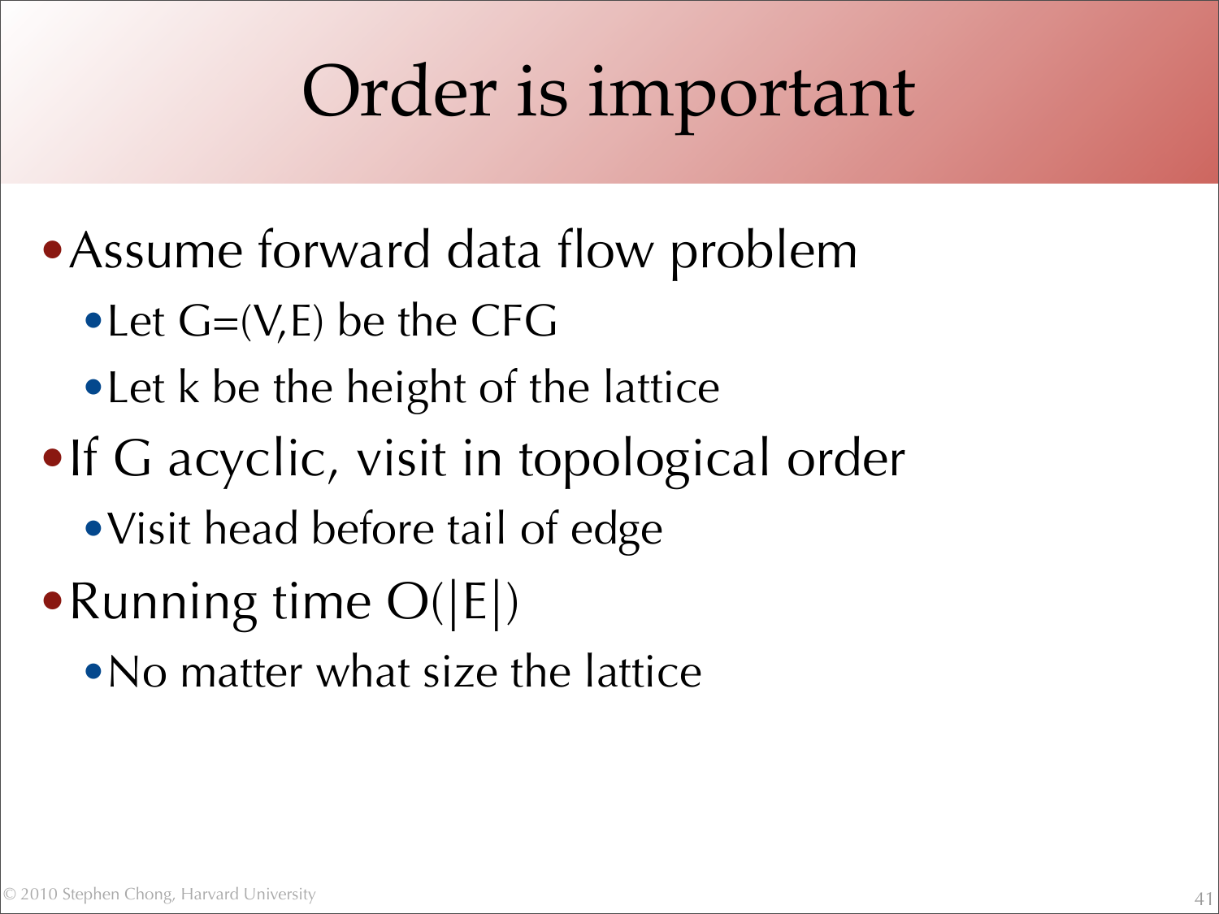# Order is important

- Assume forward data flow problem
  - Let G=(V,E) be the CFG
  - Let k be the height of the lattice
- If G acyclic, visit in topological order
  - Visit head before tail of edge
- Running time O(|E|)
  - No matter what size the lattice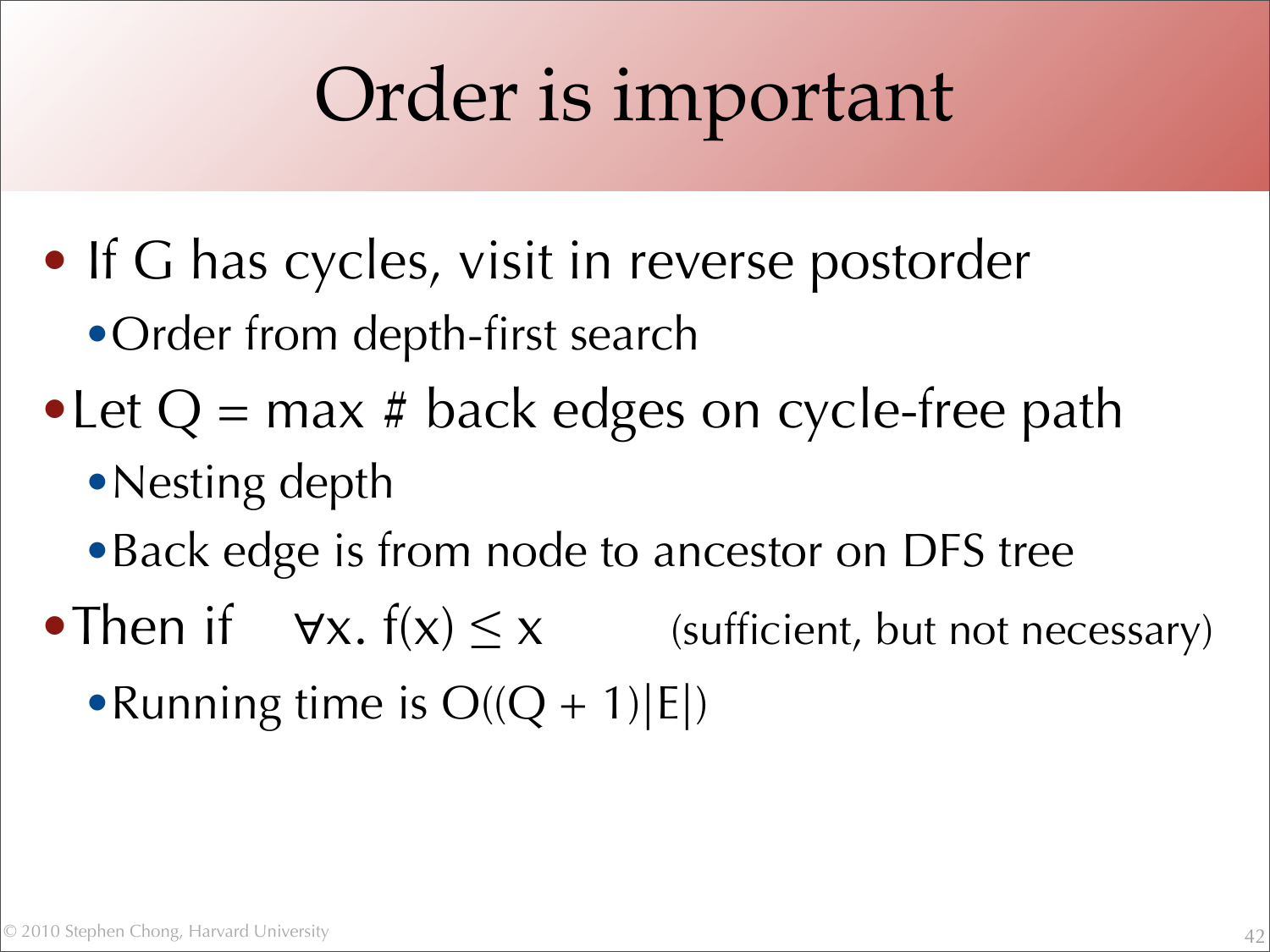# Order is important

- If G has cycles, visit in reverse postorder
  - Order from depth-first search
- Let Q = max # back edges on cycle-free path
  - Nesting depth
  - Back edge is from node to ancestor on DFS tree
- Then if $\forall x.\ f(x) \leq x$ (sufficient, but not necessary)
  - Running time is $O((Q + 1)|E|)$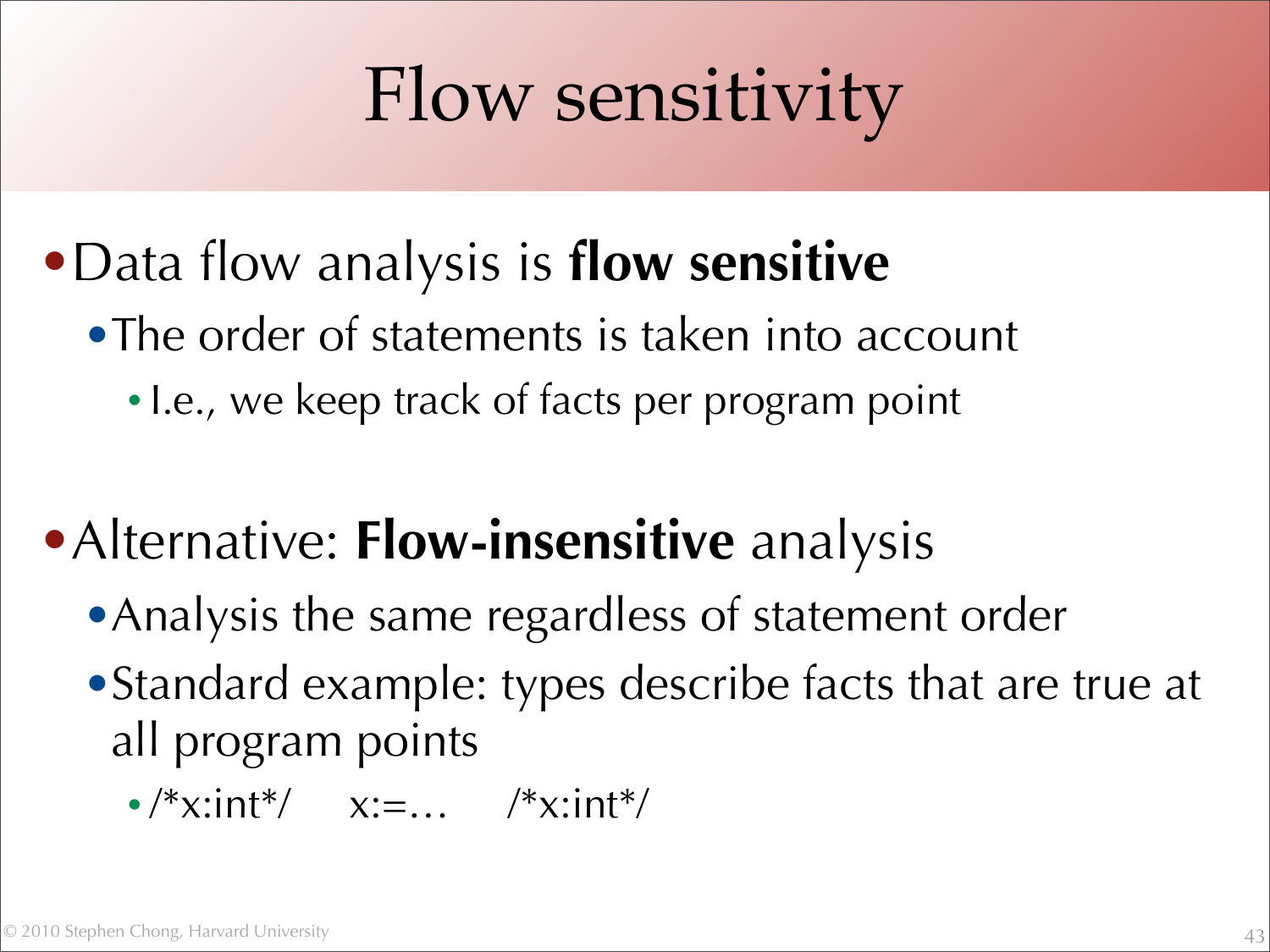# Flow sensitivity

- Data flow analysis is **flow sensitive**
  - The order of statements is taken into account
    - I.e., we keep track of facts per program point

- Alternative: **Flow-insensitive** analysis
  - Analysis the same regardless of statement order
  - Standard example: types describe facts that are true at all program points
    - /*x:int*/     x:=…     /*x:int*/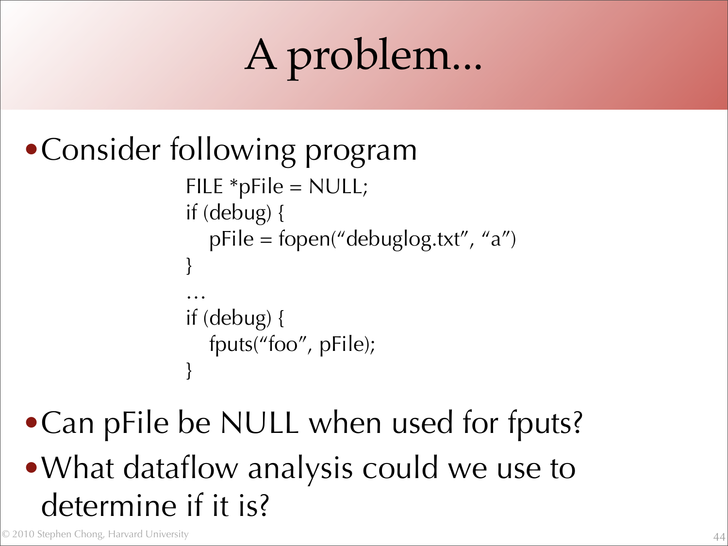# A problem...

- Consider following program

```
FILE *pFile = NULL;
if (debug) {
    pFile = fopen("debuglog.txt", "a")
}
…
if (debug) {
    fputs("foo", pFile);
}
```

- Can pFile be NULL when used for fputs?
- What dataflow analysis could we use to determine if it is?

© 2010 Stephen Chong, Harvard University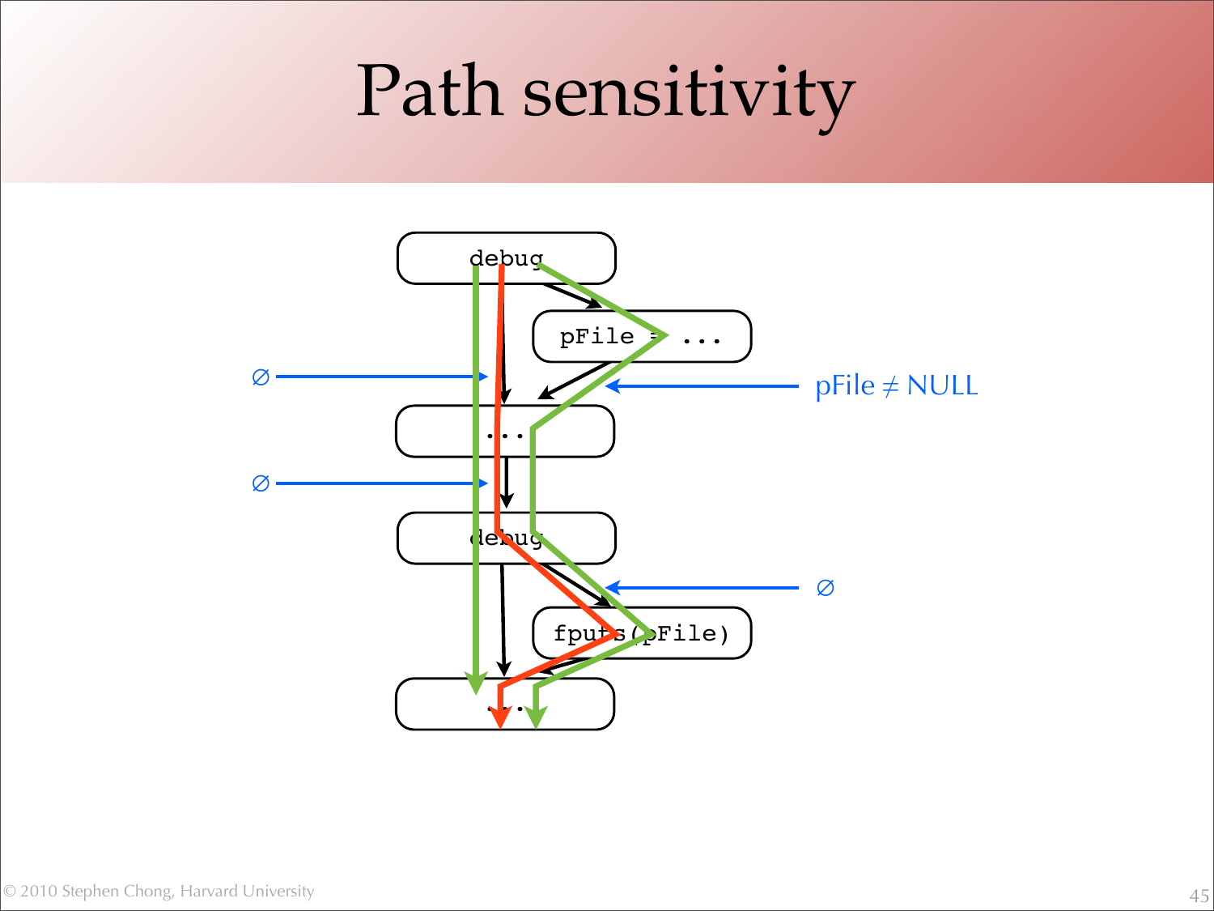# Path sensitivity

debug

pFile = ...

...

debug

fputs(pFile)

...

∅

∅

pFile ≠ NULL

∅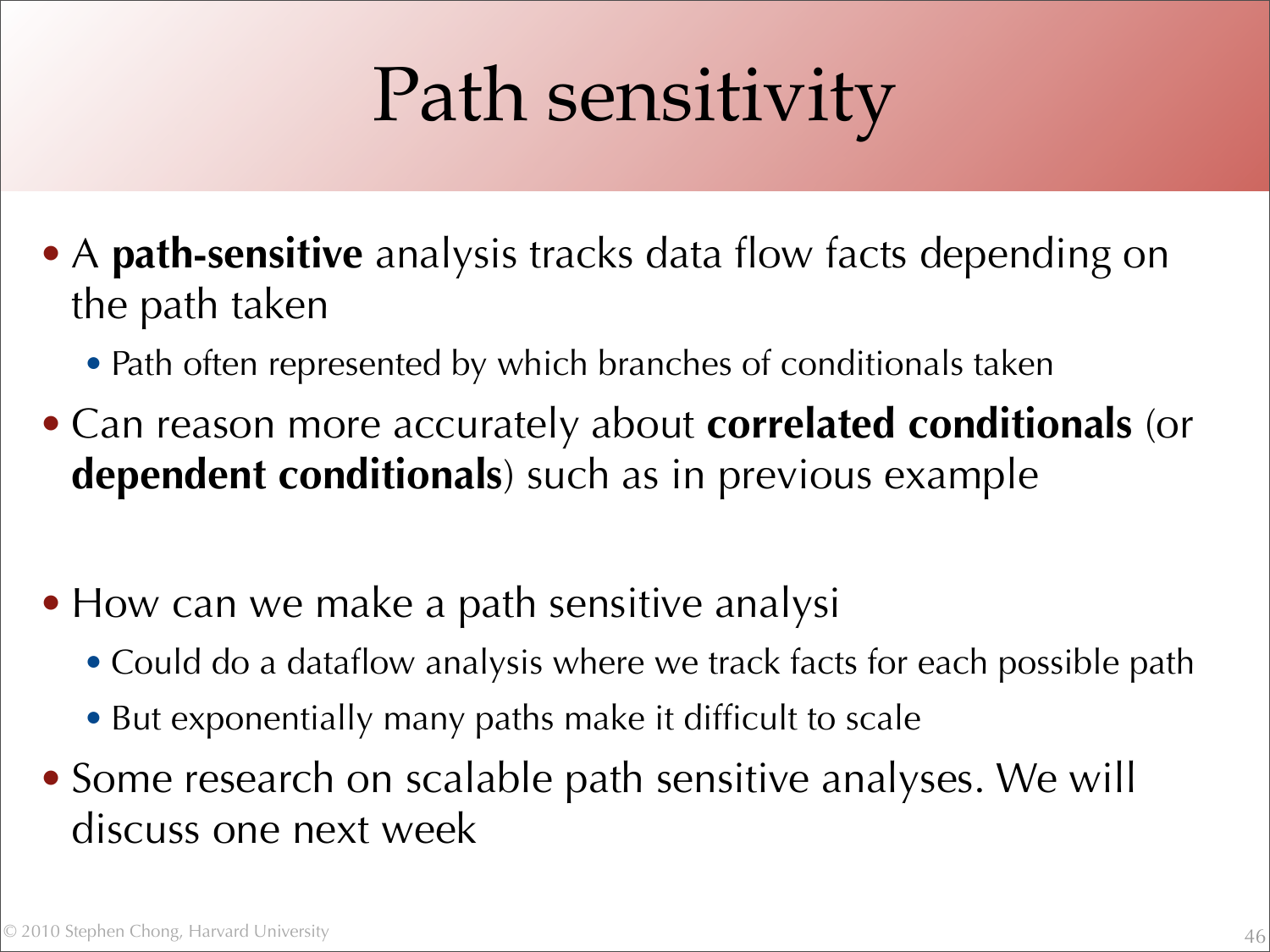# Path sensitivity

- A **path-sensitive** analysis tracks data flow facts depending on the path taken
  - Path often represented by which branches of conditionals taken
- Can reason more accurately about **correlated conditionals** (or **dependent conditionals**) such as in previous example

- How can we make a path sensitive analysi
  - Could do a dataflow analysis where we track facts for each possible path
  - But exponentially many paths make it difficult to scale
- Some research on scalable path sensitive analyses. We will discuss one next week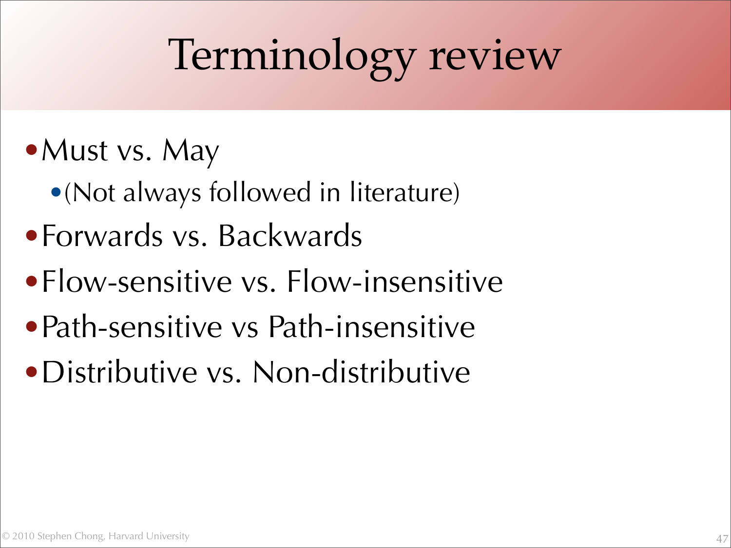# Terminology review

- Must vs. May
  - (Not always followed in literature)
- Forwards vs. Backwards
- Flow-sensitive vs. Flow-insensitive
- Path-sensitive vs Path-insensitive
- Distributive vs. Non-distributive

© 2010 Stephen Chong, Harvard University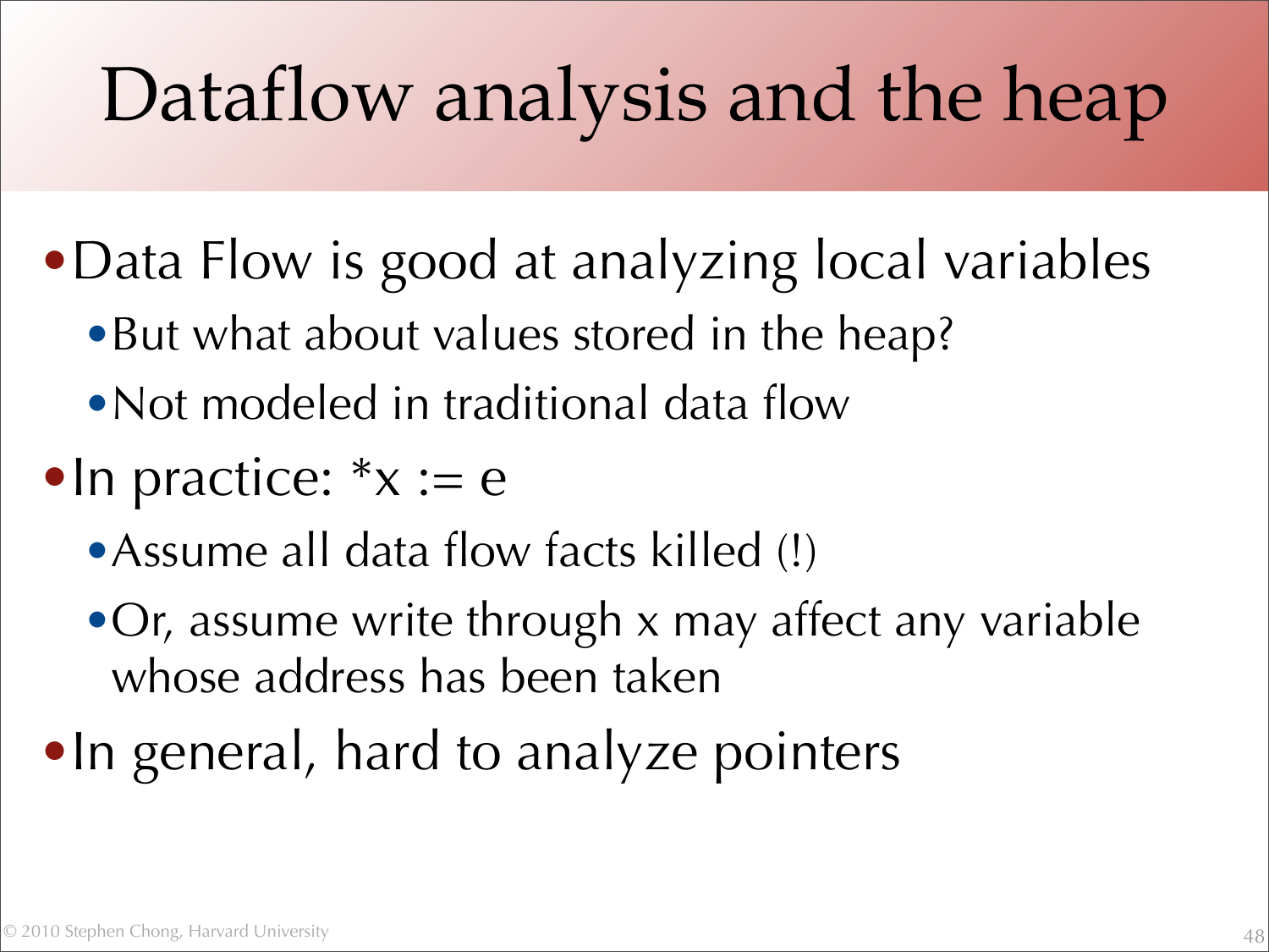# Dataflow analysis and the heap

- Data Flow is good at analyzing local variables
  - But what about values stored in the heap?
  - Not modeled in traditional data flow
- In practice: *x := e
  - Assume all data flow facts killed (!)
  - Or, assume write through x may affect any variable whose address has been taken
- In general, hard to analyze pointers

© 2010 Stephen Chong, Harvard University